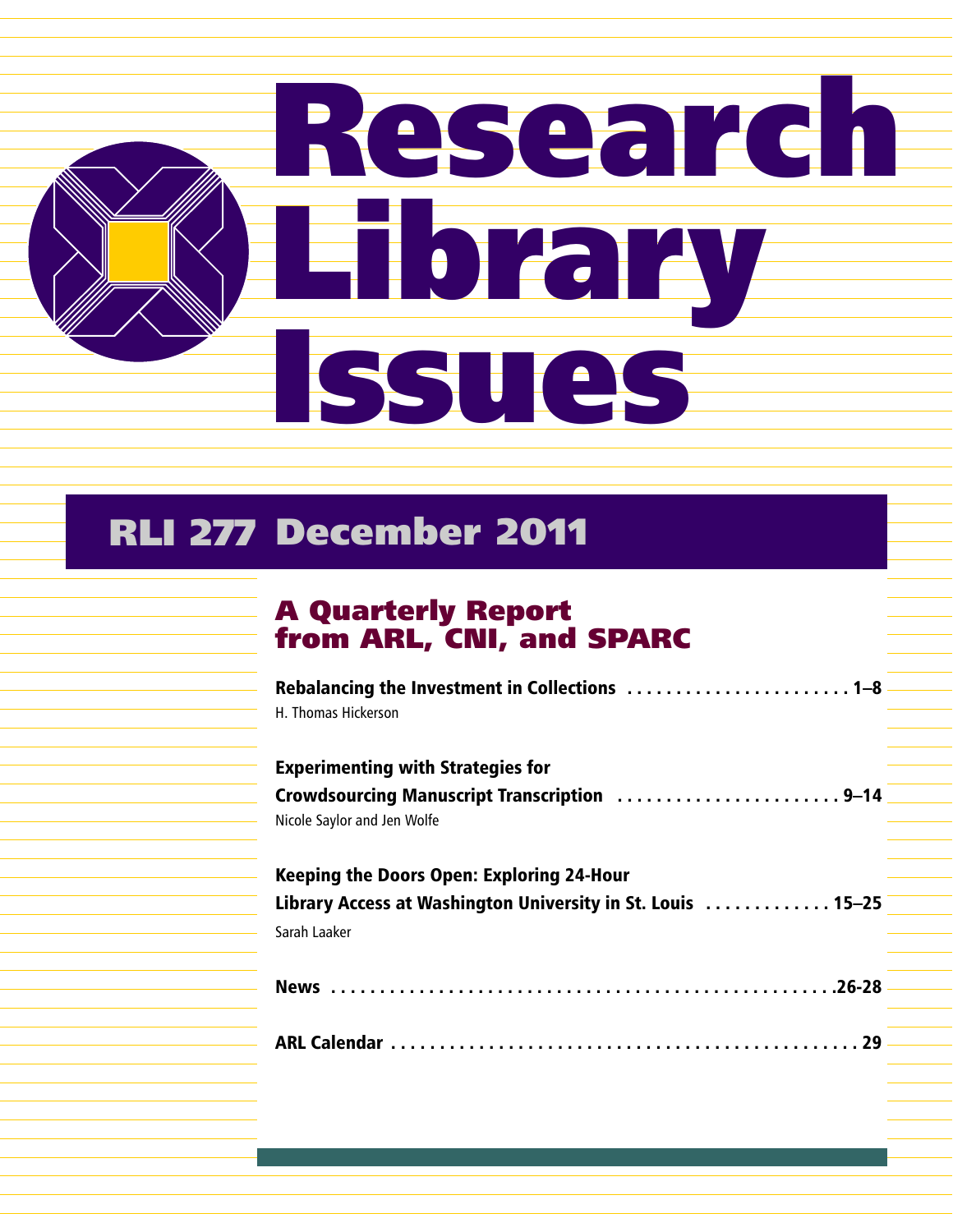# Research Library Issues

## RLI 277 December 2011

### A Quarterly Report from ARL, CNI, and SPARC

**Rebalancing the Investment in Collections . . . . . . . . . . . . . . . . . . . . . . . 1–8**
H. Thomas Hickerson

**Experimenting with Strategies for Crowdsourcing Manuscript Transcription . . . . . . . . . . . . . . . . . . . . . . 9–14**
Nicole Saylor and Jen Wolfe

**Keeping the Doors Open: Exploring 24-Hour Library Access at Washington University in St. Louis . . . . . . . . . . . . . 15–25**
Sarah Laaker

**News . . . . . . . . . . . . . . . . . . . . . . . . . . . . . . . . . . . . . . . . . . . . . . . . . . . .26-28**

**ARL Calendar . . . . . . . . . . . . . . . . . . . . . . . . . . . . . . . . . . . . . . . . . . . . . . 29**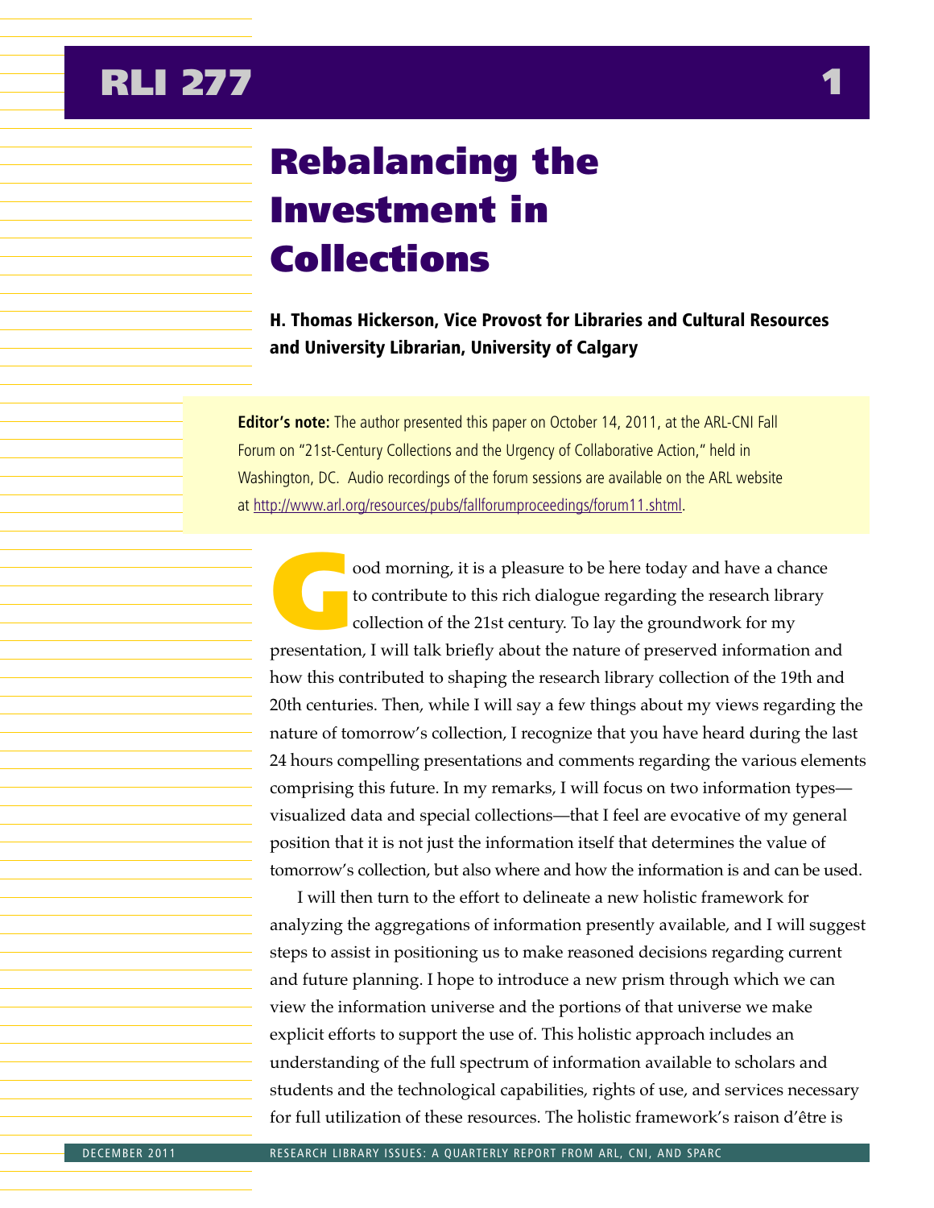# Rebalancing the Investment in Collections

**H. Thomas Hickerson, Vice Provost for Libraries and Cultural Resources and University Librarian, University of Calgary**

**Editor's note:** The author presented this paper on October 14, 2011, at the ARL-CNI Fall Forum on "21st-Century Collections and the Urgency of Collaborative Action," held in Washington, DC. Audio recordings of the forum sessions are available on the ARL website at http://www.arl.org/resources/pubs/fallforumproceedings/forum11.shtml.

Good morning, it is a pleasure to be here today and have a chance to contribute to this rich dialogue regarding the research library collection of the 21st century. To lay the groundwork for my presentation, I will talk briefly about the nature of preserved information and how this contributed to shaping the research library collection of the 19th and 20th centuries. Then, while I will say a few things about my views regarding the nature of tomorrow's collection, I recognize that you have heard during the last 24 hours compelling presentations and comments regarding the various elements comprising this future. In my remarks, I will focus on two information types—visualized data and special collections—that I feel are evocative of my general position that it is not just the information itself that determines the value of tomorrow's collection, but also where and how the information is and can be used.

I will then turn to the effort to delineate a new holistic framework for analyzing the aggregations of information presently available, and I will suggest steps to assist in positioning us to make reasoned decisions regarding current and future planning. I hope to introduce a new prism through which we can view the information universe and the portions of that universe we make explicit efforts to support the use of. This holistic approach includes an understanding of the full spectrum of information available to scholars and students and the technological capabilities, rights of use, and services necessary for full utilization of these resources. The holistic framework's raison d'être is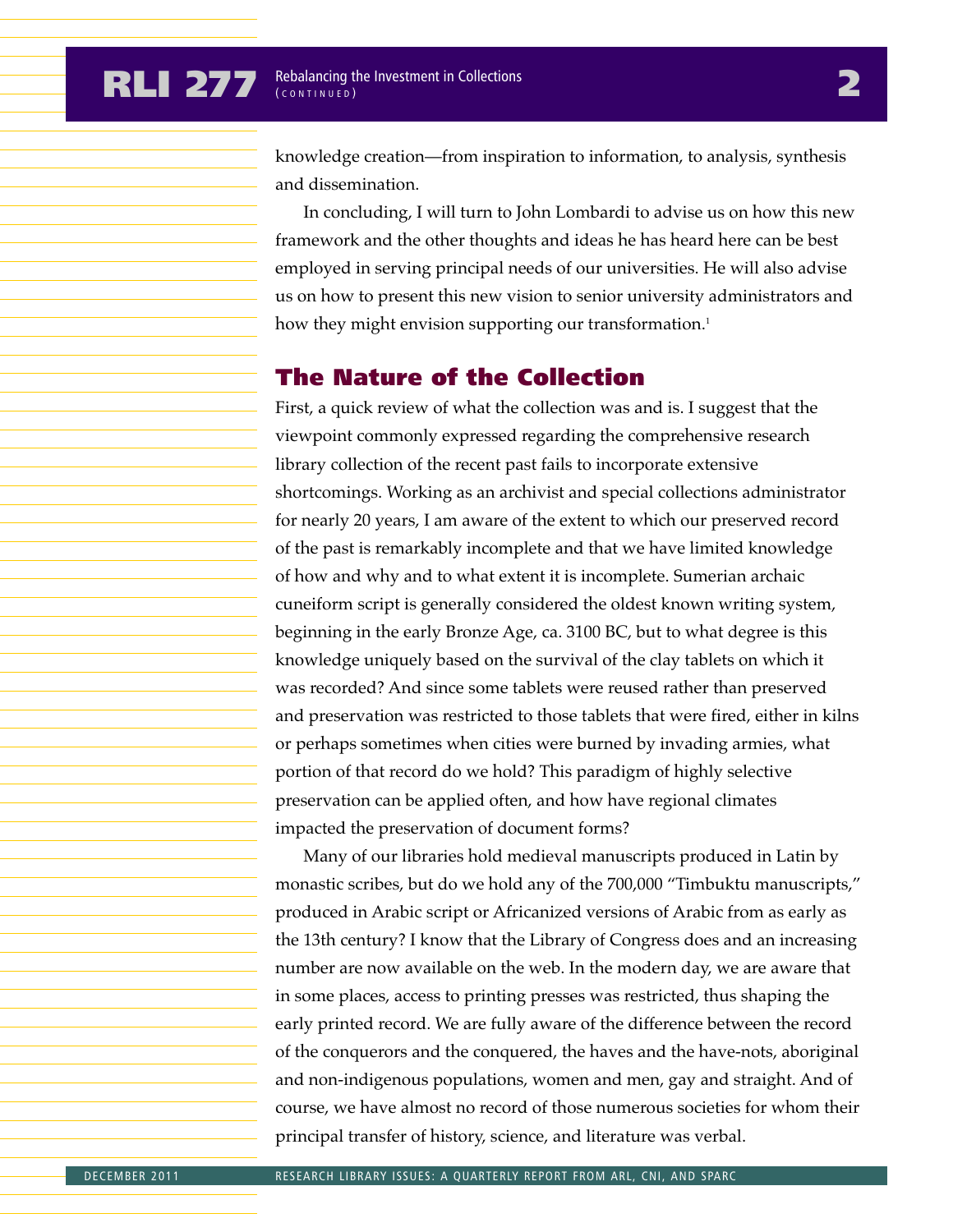knowledge creation—from inspiration to information, to analysis, synthesis and dissemination.

In concluding, I will turn to John Lombardi to advise us on how this new framework and the other thoughts and ideas he has heard here can be best employed in serving principal needs of our universities. He will also advise us on how to present this new vision to senior university administrators and how they might envision supporting our transformation.[1]

## The Nature of the Collection

First, a quick review of what the collection was and is. I suggest that the viewpoint commonly expressed regarding the comprehensive research library collection of the recent past fails to incorporate extensive shortcomings. Working as an archivist and special collections administrator for nearly 20 years, I am aware of the extent to which our preserved record of the past is remarkably incomplete and that we have limited knowledge of how and why and to what extent it is incomplete. Sumerian archaic cuneiform script is generally considered the oldest known writing system, beginning in the early Bronze Age, ca. 3100 BC, but to what degree is this knowledge uniquely based on the survival of the clay tablets on which it was recorded? And since some tablets were reused rather than preserved and preservation was restricted to those tablets that were fired, either in kilns or perhaps sometimes when cities were burned by invading armies, what portion of that record do we hold? This paradigm of highly selective preservation can be applied often, and how have regional climates impacted the preservation of document forms?

Many of our libraries hold medieval manuscripts produced in Latin by monastic scribes, but do we hold any of the 700,000 "Timbuktu manuscripts," produced in Arabic script or Africanized versions of Arabic from as early as the 13th century? I know that the Library of Congress does and an increasing number are now available on the web. In the modern day, we are aware that in some places, access to printing presses was restricted, thus shaping the early printed record. We are fully aware of the difference between the record of the conquerors and the conquered, the haves and the have-nots, aboriginal and non-indigenous populations, women and men, gay and straight. And of course, we have almost no record of those numerous societies for whom their principal transfer of history, science, and literature was verbal.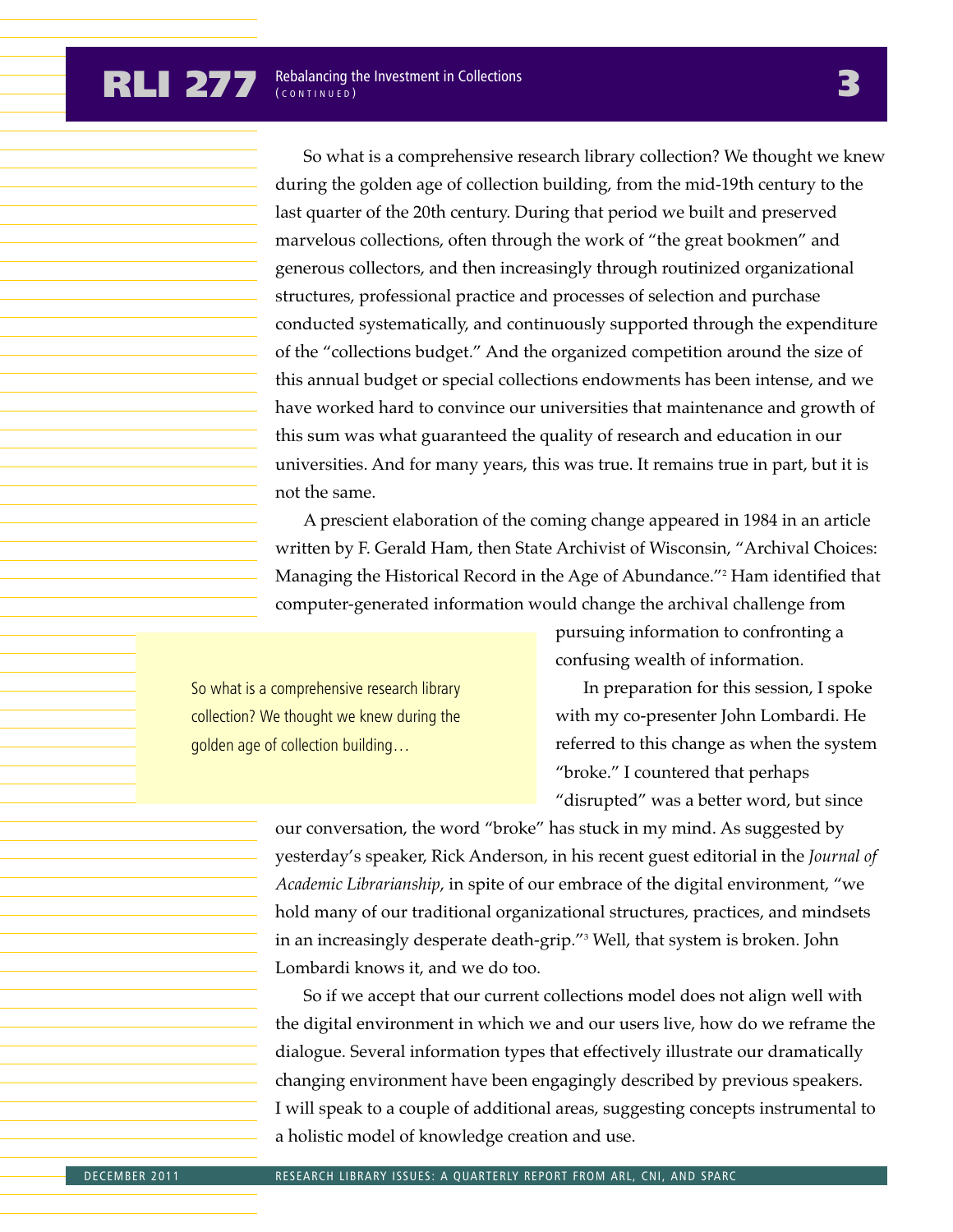So what is a comprehensive research library collection? We thought we knew during the golden age of collection building, from the mid-19th century to the last quarter of the 20th century. During that period we built and preserved marvelous collections, often through the work of "the great bookmen" and generous collectors, and then increasingly through routinized organizational structures, professional practice and processes of selection and purchase conducted systematically, and continuously supported through the expenditure of the "collections budget." And the organized competition around the size of this annual budget or special collections endowments has been intense, and we have worked hard to convince our universities that maintenance and growth of this sum was what guaranteed the quality of research and education in our universities. And for many years, this was true. It remains true in part, but it is not the same.

A prescient elaboration of the coming change appeared in 1984 in an article written by F. Gerald Ham, then State Archivist of Wisconsin, "Archival Choices: Managing the Historical Record in the Age of Abundance."[2] Ham identified that computer-generated information would change the archival challenge from pursuing information to confronting a confusing wealth of information.

> So what is a comprehensive research library collection? We thought we knew during the golden age of collection building…

In preparation for this session, I spoke with my co-presenter John Lombardi. He referred to this change as when the system "broke." I countered that perhaps "disrupted" was a better word, but since our conversation, the word "broke" has stuck in my mind. As suggested by yesterday's speaker, Rick Anderson, in his recent guest editorial in the *Journal of Academic Librarianship*, in spite of our embrace of the digital environment, "we hold many of our traditional organizational structures, practices, and mindsets in an increasingly desperate death-grip."[3] Well, that system is broken. John Lombardi knows it, and we do too.

So if we accept that our current collections model does not align well with the digital environment in which we and our users live, how do we reframe the dialogue. Several information types that effectively illustrate our dramatically changing environment have been engagingly described by previous speakers. I will speak to a couple of additional areas, suggesting concepts instrumental to a holistic model of knowledge creation and use.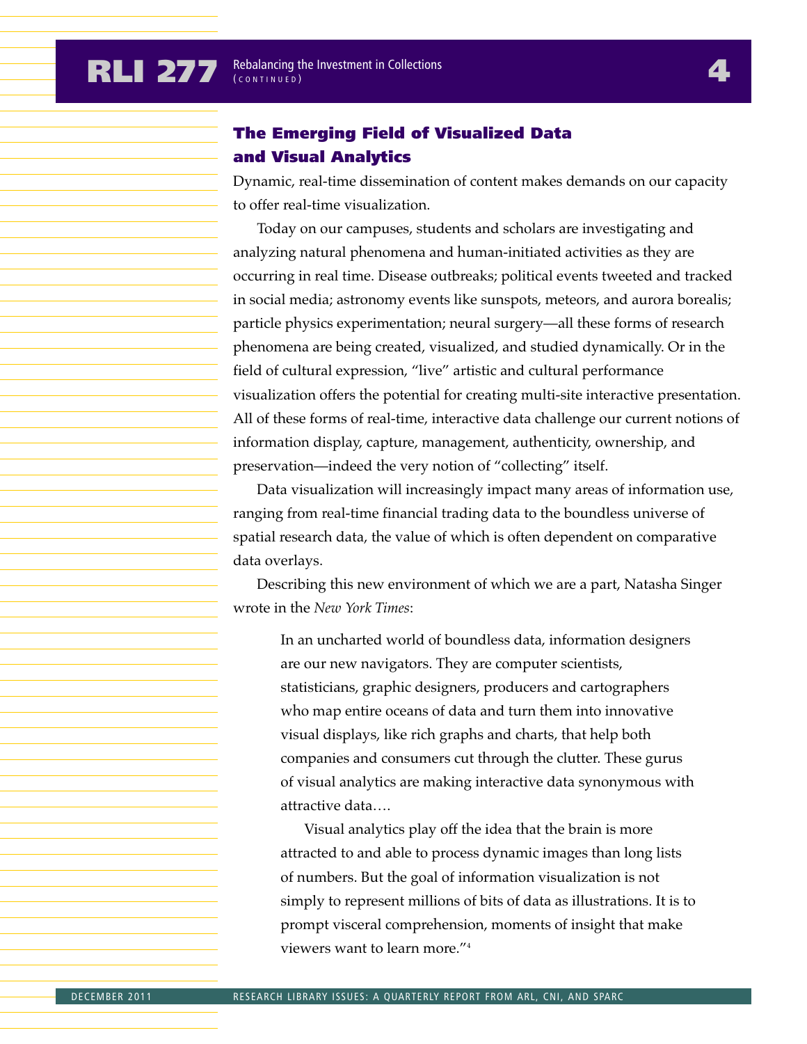## The Emerging Field of Visualized Data and Visual Analytics

Dynamic, real-time dissemination of content makes demands on our capacity to offer real-time visualization.

Today on our campuses, students and scholars are investigating and analyzing natural phenomena and human-initiated activities as they are occurring in real time. Disease outbreaks; political events tweeted and tracked in social media; astronomy events like sunspots, meteors, and aurora borealis; particle physics experimentation; neural surgery—all these forms of research phenomena are being created, visualized, and studied dynamically. Or in the field of cultural expression, "live" artistic and cultural performance visualization offers the potential for creating multi-site interactive presentation. All of these forms of real-time, interactive data challenge our current notions of information display, capture, management, authenticity, ownership, and preservation—indeed the very notion of "collecting" itself.

Data visualization will increasingly impact many areas of information use, ranging from real-time financial trading data to the boundless universe of spatial research data, the value of which is often dependent on comparative data overlays.

Describing this new environment of which we are a part, Natasha Singer wrote in the *New York Times*:

> In an uncharted world of boundless data, information designers are our new navigators. They are computer scientists, statisticians, graphic designers, producers and cartographers who map entire oceans of data and turn them into innovative visual displays, like rich graphs and charts, that help both companies and consumers cut through the clutter. These gurus of visual analytics are making interactive data synonymous with attractive data….
>
> Visual analytics play off the idea that the brain is more attracted to and able to process dynamic images than long lists of numbers. But the goal of information visualization is not simply to represent millions of bits of data as illustrations. It is to prompt visceral comprehension, moments of insight that make viewers want to learn more."[4]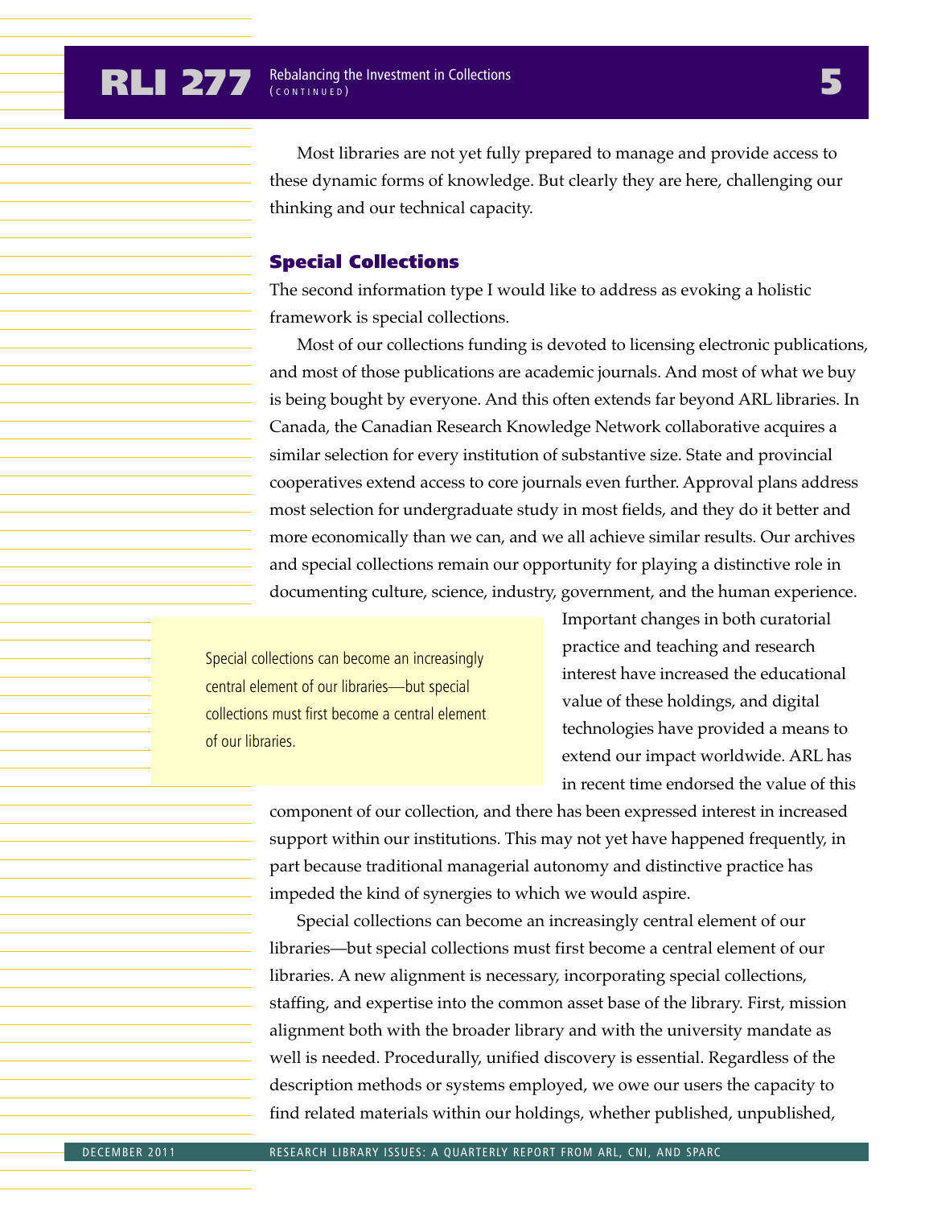Most libraries are not yet fully prepared to manage and provide access to these dynamic forms of knowledge. But clearly they are here, challenging our thinking and our technical capacity.

## Special Collections

The second information type I would like to address as evoking a holistic framework is special collections.

Most of our collections funding is devoted to licensing electronic publications, and most of those publications are academic journals. And most of what we buy is being bought by everyone. And this often extends far beyond ARL libraries. In Canada, the Canadian Research Knowledge Network collaborative acquires a similar selection for every institution of substantive size. State and provincial cooperatives extend access to core journals even further. Approval plans address most selection for undergraduate study in most fields, and they do it better and more economically than we can, and we all achieve similar results. Our archives and special collections remain our opportunity for playing a distinctive role in documenting culture, science, industry, government, and the human experience.

> Special collections can become an increasingly central element of our libraries—but special collections must first become a central element of our libraries.

Important changes in both curatorial practice and teaching and research interest have increased the educational value of these holdings, and digital technologies have provided a means to extend our impact worldwide. ARL has in recent time endorsed the value of this component of our collection, and there has been expressed interest in increased support within our institutions. This may not yet have happened frequently, in part because traditional managerial autonomy and distinctive practice has impeded the kind of synergies to which we would aspire.

Special collections can become an increasingly central element of our libraries—but special collections must first become a central element of our libraries. A new alignment is necessary, incorporating special collections, staffing, and expertise into the common asset base of the library. First, mission alignment both with the broader library and with the university mandate as well is needed. Procedurally, unified discovery is essential. Regardless of the description methods or systems employed, we owe our users the capacity to find related materials within our holdings, whether published, unpublished,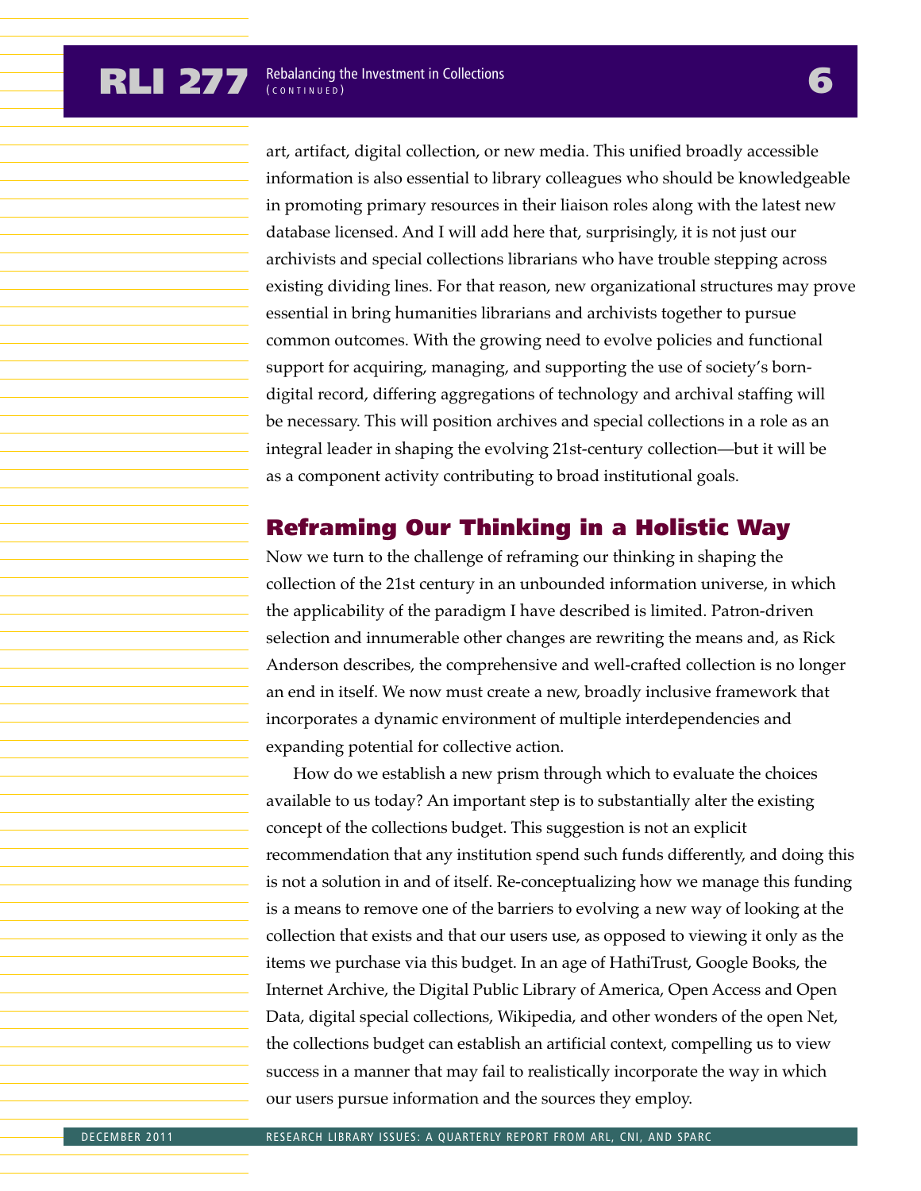art, artifact, digital collection, or new media. This unified broadly accessible information is also essential to library colleagues who should be knowledgeable in promoting primary resources in their liaison roles along with the latest new database licensed. And I will add here that, surprisingly, it is not just our archivists and special collections librarians who have trouble stepping across existing dividing lines. For that reason, new organizational structures may prove essential in bring humanities librarians and archivists together to pursue common outcomes. With the growing need to evolve policies and functional support for acquiring, managing, and supporting the use of society's born-digital record, differing aggregations of technology and archival staffing will be necessary. This will position archives and special collections in a role as an integral leader in shaping the evolving 21st-century collection—but it will be as a component activity contributing to broad institutional goals.

## Reframing Our Thinking in a Holistic Way

Now we turn to the challenge of reframing our thinking in shaping the collection of the 21st century in an unbounded information universe, in which the applicability of the paradigm I have described is limited. Patron-driven selection and innumerable other changes are rewriting the means and, as Rick Anderson describes, the comprehensive and well-crafted collection is no longer an end in itself. We now must create a new, broadly inclusive framework that incorporates a dynamic environment of multiple interdependencies and expanding potential for collective action.

How do we establish a new prism through which to evaluate the choices available to us today? An important step is to substantially alter the existing concept of the collections budget. This suggestion is not an explicit recommendation that any institution spend such funds differently, and doing this is not a solution in and of itself. Re-conceptualizing how we manage this funding is a means to remove one of the barriers to evolving a new way of looking at the collection that exists and that our users use, as opposed to viewing it only as the items we purchase via this budget. In an age of HathiTrust, Google Books, the Internet Archive, the Digital Public Library of America, Open Access and Open Data, digital special collections, Wikipedia, and other wonders of the open Net, the collections budget can establish an artificial context, compelling us to view success in a manner that may fail to realistically incorporate the way in which our users pursue information and the sources they employ.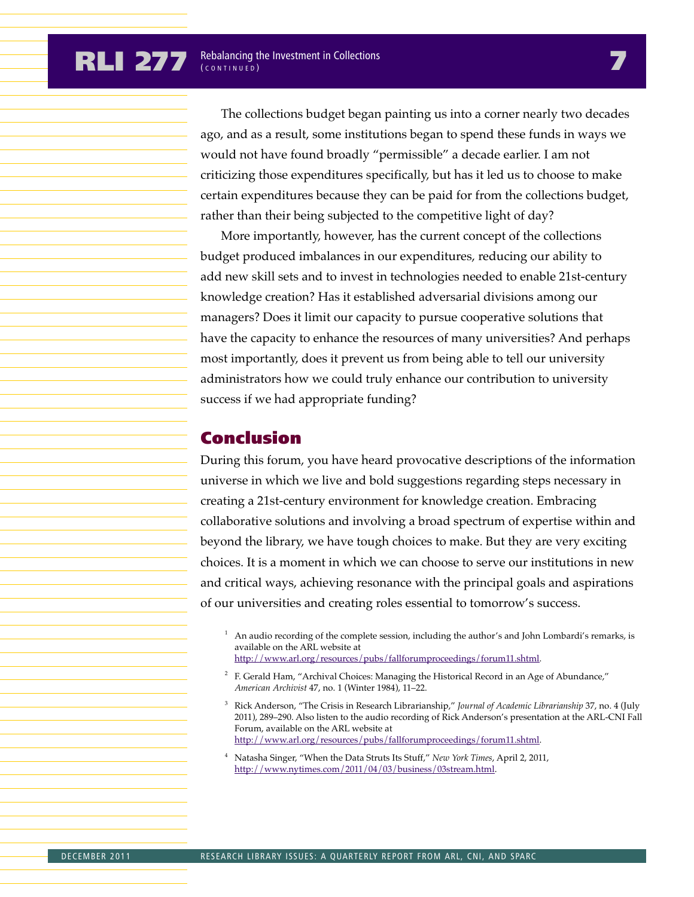The collections budget began painting us into a corner nearly two decades ago, and as a result, some institutions began to spend these funds in ways we would not have found broadly "permissible" a decade earlier. I am not criticizing those expenditures specifically, but has it led us to choose to make certain expenditures because they can be paid for from the collections budget, rather than their being subjected to the competitive light of day?

More importantly, however, has the current concept of the collections budget produced imbalances in our expenditures, reducing our ability to add new skill sets and to invest in technologies needed to enable 21st-century knowledge creation? Has it established adversarial divisions among our managers? Does it limit our capacity to pursue cooperative solutions that have the capacity to enhance the resources of many universities? And perhaps most importantly, does it prevent us from being able to tell our university administrators how we could truly enhance our contribution to university success if we had appropriate funding?

## Conclusion

During this forum, you have heard provocative descriptions of the information universe in which we live and bold suggestions regarding steps necessary in creating a 21st-century environment for knowledge creation. Embracing collaborative solutions and involving a broad spectrum of expertise within and beyond the library, we have tough choices to make. But they are very exciting choices. It is a moment in which we can choose to serve our institutions in new and critical ways, achieving resonance with the principal goals and aspirations of our universities and creating roles essential to tomorrow's success.

[1] An audio recording of the complete session, including the author's and John Lombardi's remarks, is available on the ARL website at http://www.arl.org/resources/pubs/fallforumproceedings/forum11.shtml.

[2] F. Gerald Ham, "Archival Choices: Managing the Historical Record in an Age of Abundance," *American Archivist* 47, no. 1 (Winter 1984), 11–22.

[3] Rick Anderson, "The Crisis in Research Librarianship," *Journal of Academic Librarianship* 37, no. 4 (July 2011), 289–290. Also listen to the audio recording of Rick Anderson's presentation at the ARL-CNI Fall Forum, available on the ARL website at http://www.arl.org/resources/pubs/fallforumproceedings/forum11.shtml.

[4] Natasha Singer, "When the Data Struts Its Stuff," *New York Times*, April 2, 2011, http://www.nytimes.com/2011/04/03/business/03stream.html.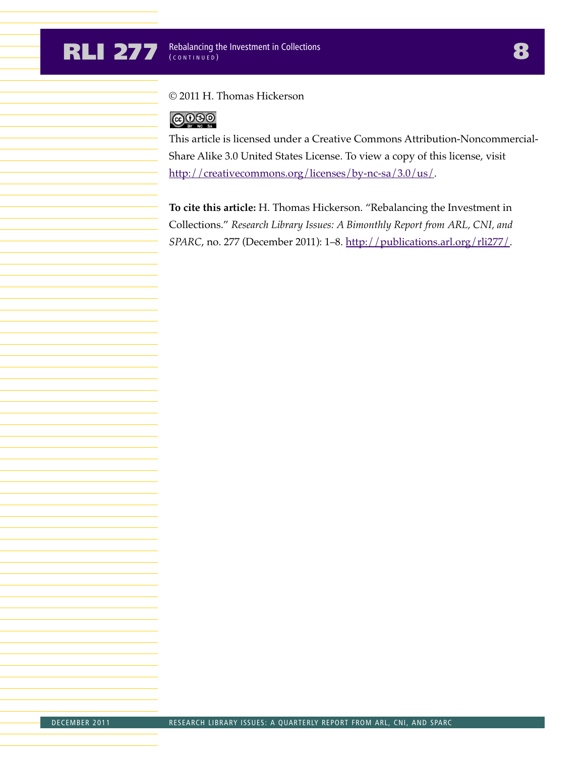© 2011 H. Thomas Hickerson

This article is licensed under a Creative Commons Attribution-Noncommercial-Share Alike 3.0 United States License. To view a copy of this license, visit http://creativecommons.org/licenses/by-nc-sa/3.0/us/.

**To cite this article:** H. Thomas Hickerson. "Rebalancing the Investment in Collections." *Research Library Issues: A Bimonthly Report from ARL, CNI, and SPARC*, no. 277 (December 2011): 1–8. http://publications.arl.org/rli277/.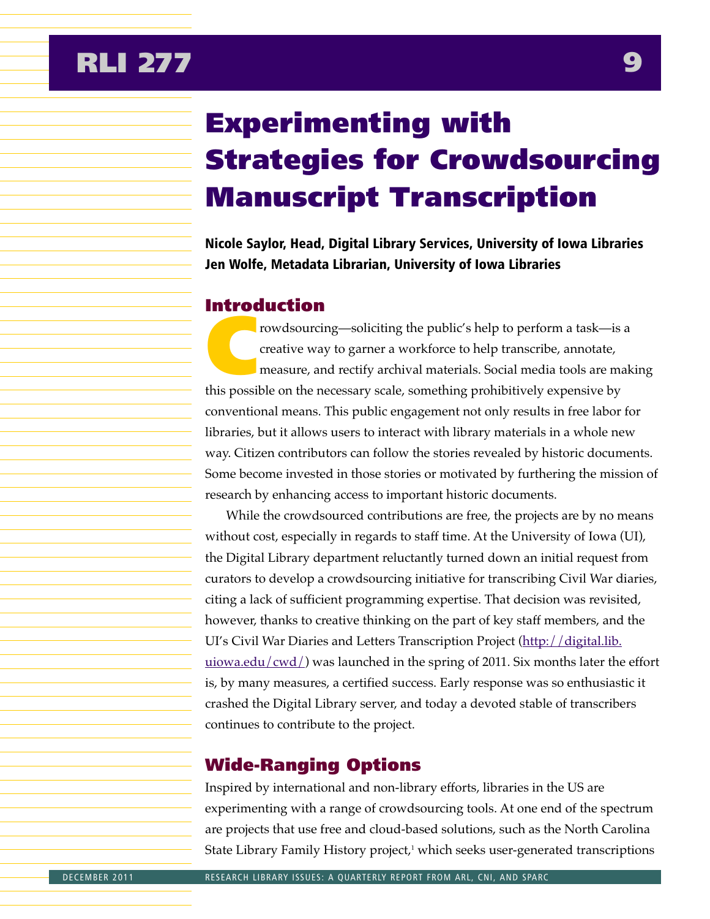# Experimenting with Strategies for Crowdsourcing Manuscript Transcription

**Nicole Saylor, Head, Digital Library Services, University of Iowa Libraries**
**Jen Wolfe, Metadata Librarian, University of Iowa Libraries**

## Introduction

Crowdsourcing—soliciting the public's help to perform a task—is a creative way to garner a workforce to help transcribe, annotate, measure, and rectify archival materials. Social media tools are making this possible on the necessary scale, something prohibitively expensive by conventional means. This public engagement not only results in free labor for libraries, but it allows users to interact with library materials in a whole new way. Citizen contributors can follow the stories revealed by historic documents. Some become invested in those stories or motivated by furthering the mission of research by enhancing access to important historic documents.

While the crowdsourced contributions are free, the projects are by no means without cost, especially in regards to staff time. At the University of Iowa (UI), the Digital Library department reluctantly turned down an initial request from curators to develop a crowdsourcing initiative for transcribing Civil War diaries, citing a lack of sufficient programming expertise. That decision was revisited, however, thanks to creative thinking on the part of key staff members, and the UI's Civil War Diaries and Letters Transcription Project (http://digital.lib.uiowa.edu/cwd/) was launched in the spring of 2011. Six months later the effort is, by many measures, a certified success. Early response was so enthusiastic it crashed the Digital Library server, and today a devoted stable of transcribers continues to contribute to the project.

## Wide-Ranging Options

Inspired by international and non-library efforts, libraries in the US are experimenting with a range of crowdsourcing tools. At one end of the spectrum are projects that use free and cloud-based solutions, such as the North Carolina State Library Family History project,[1] which seeks user-generated transcriptions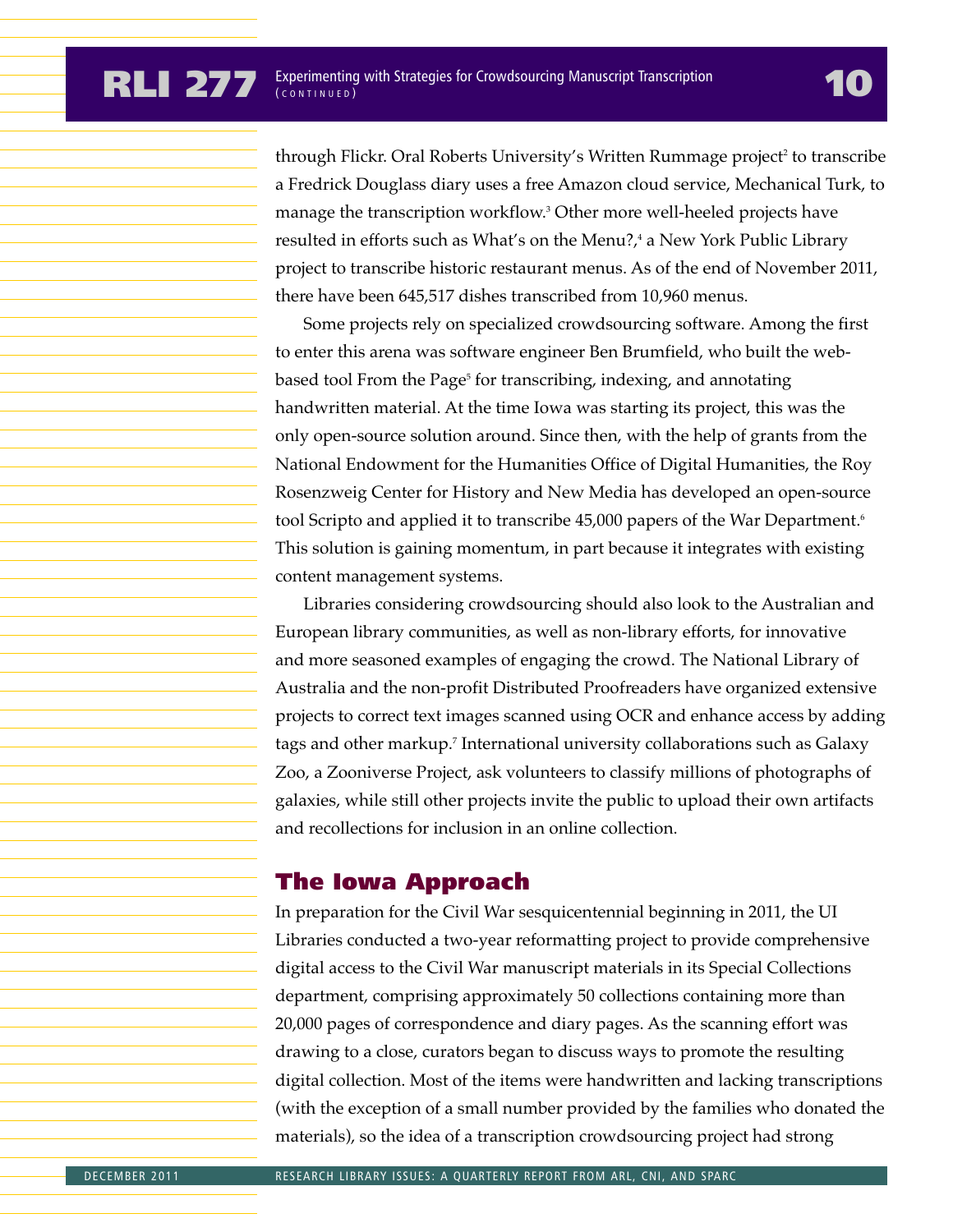through Flickr. Oral Roberts University's Written Rummage project[2] to transcribe a Fredrick Douglass diary uses a free Amazon cloud service, Mechanical Turk, to manage the transcription workflow.[3] Other more well-heeled projects have resulted in efforts such as What's on the Menu?,[4] a New York Public Library project to transcribe historic restaurant menus. As of the end of November 2011, there have been 645,517 dishes transcribed from 10,960 menus.

Some projects rely on specialized crowdsourcing software. Among the first to enter this arena was software engineer Ben Brumfield, who built the web-based tool From the Page[5] for transcribing, indexing, and annotating handwritten material. At the time Iowa was starting its project, this was the only open-source solution around. Since then, with the help of grants from the National Endowment for the Humanities Office of Digital Humanities, the Roy Rosenzweig Center for History and New Media has developed an open-source tool Scripto and applied it to transcribe 45,000 papers of the War Department.[6] This solution is gaining momentum, in part because it integrates with existing content management systems.

Libraries considering crowdsourcing should also look to the Australian and European library communities, as well as non-library efforts, for innovative and more seasoned examples of engaging the crowd. The National Library of Australia and the non-profit Distributed Proofreaders have organized extensive projects to correct text images scanned using OCR and enhance access by adding tags and other markup.[7] International university collaborations such as Galaxy Zoo, a Zooniverse Project, ask volunteers to classify millions of photographs of galaxies, while still other projects invite the public to upload their own artifacts and recollections for inclusion in an online collection.

## The Iowa Approach

In preparation for the Civil War sesquicentennial beginning in 2011, the UI Libraries conducted a two-year reformatting project to provide comprehensive digital access to the Civil War manuscript materials in its Special Collections department, comprising approximately 50 collections containing more than 20,000 pages of correspondence and diary pages. As the scanning effort was drawing to a close, curators began to discuss ways to promote the resulting digital collection. Most of the items were handwritten and lacking transcriptions (with the exception of a small number provided by the families who donated the materials), so the idea of a transcription crowdsourcing project had strong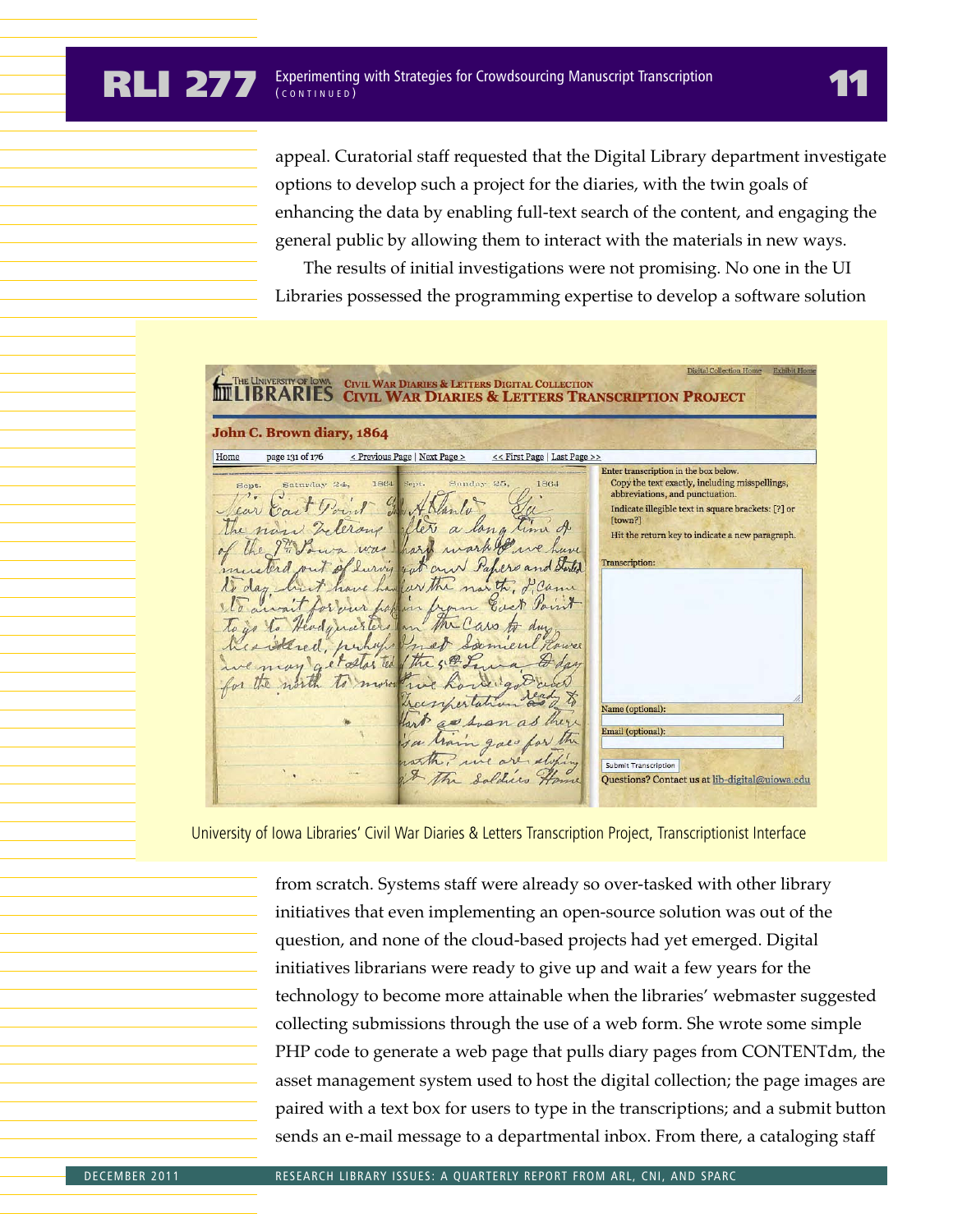appeal. Curatorial staff requested that the Digital Library department investigate options to develop such a project for the diaries, with the twin goals of enhancing the data by enabling full-text search of the content, and engaging the general public by allowing them to interact with the materials in new ways.

The results of initial investigations were not promising. No one in the UI Libraries possessed the programming expertise to develop a software solution

University of Iowa Libraries' Civil War Diaries & Letters Transcription Project, Transcriptionist Interface

from scratch. Systems staff were already so over-tasked with other library initiatives that even implementing an open-source solution was out of the question, and none of the cloud-based projects had yet emerged. Digital initiatives librarians were ready to give up and wait a few years for the technology to become more attainable when the libraries' webmaster suggested collecting submissions through the use of a web form. She wrote some simple PHP code to generate a web page that pulls diary pages from CONTENTdm, the asset management system used to host the digital collection; the page images are paired with a text box for users to type in the transcriptions; and a submit button sends an e-mail message to a departmental inbox. From there, a cataloging staff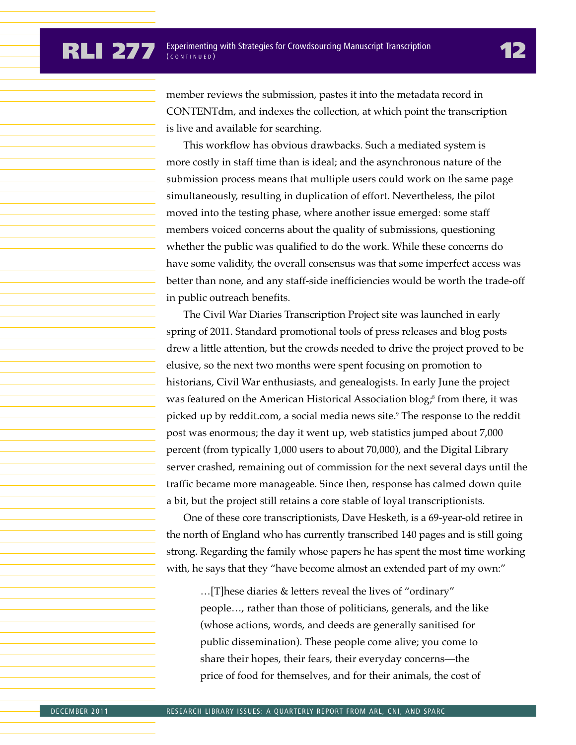member reviews the submission, pastes it into the metadata record in CONTENTdm, and indexes the collection, at which point the transcription is live and available for searching.

This workflow has obvious drawbacks. Such a mediated system is more costly in staff time than is ideal; and the asynchronous nature of the submission process means that multiple users could work on the same page simultaneously, resulting in duplication of effort. Nevertheless, the pilot moved into the testing phase, where another issue emerged: some staff members voiced concerns about the quality of submissions, questioning whether the public was qualified to do the work. While these concerns do have some validity, the overall consensus was that some imperfect access was better than none, and any staff-side inefficiencies would be worth the trade-off in public outreach benefits.

The Civil War Diaries Transcription Project site was launched in early spring of 2011. Standard promotional tools of press releases and blog posts drew a little attention, but the crowds needed to drive the project proved to be elusive, so the next two months were spent focusing on promotion to historians, Civil War enthusiasts, and genealogists. In early June the project was featured on the American Historical Association blog;[8] from there, it was picked up by reddit.com, a social media news site.[9] The response to the reddit post was enormous; the day it went up, web statistics jumped about 7,000 percent (from typically 1,000 users to about 70,000), and the Digital Library server crashed, remaining out of commission for the next several days until the traffic became more manageable. Since then, response has calmed down quite a bit, but the project still retains a core stable of loyal transcriptionists.

One of these core transcriptionists, Dave Hesketh, is a 69-year-old retiree in the north of England who has currently transcribed 140 pages and is still going strong. Regarding the family whose papers he has spent the most time working with, he says that they "have become almost an extended part of my own:"

> …[T]hese diaries & letters reveal the lives of "ordinary" people…, rather than those of politicians, generals, and the like (whose actions, words, and deeds are generally sanitised for public dissemination). These people come alive; you come to share their hopes, their fears, their everyday concerns—the price of food for themselves, and for their animals, the cost of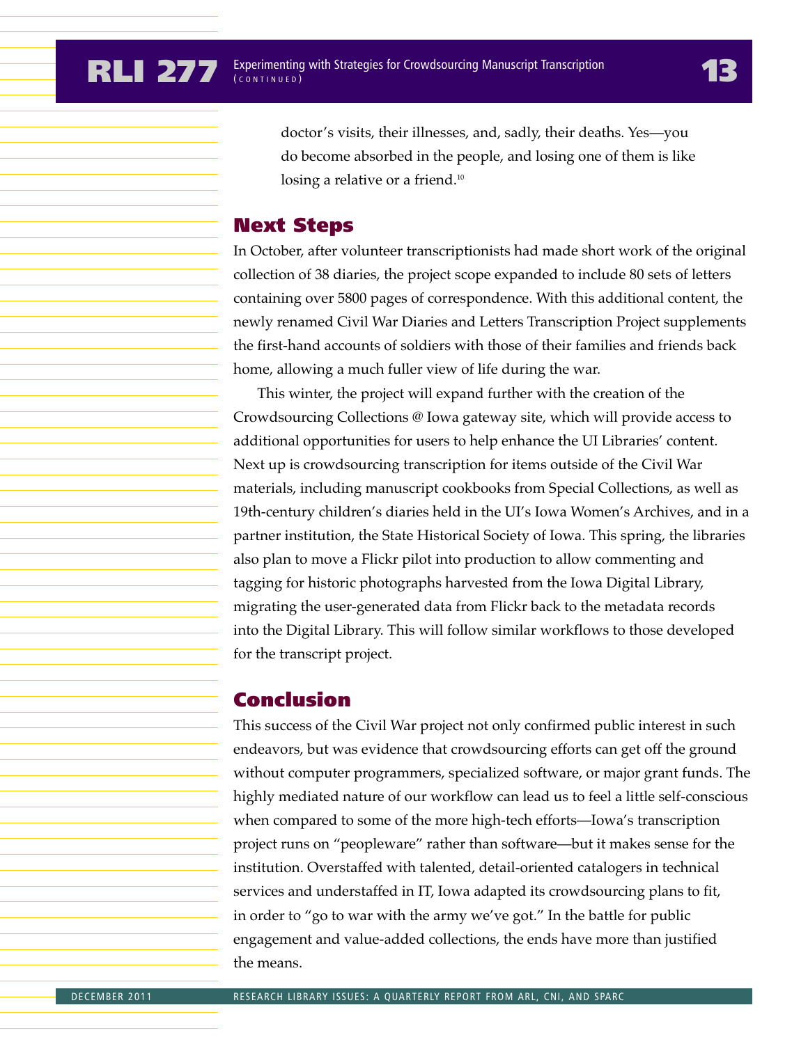doctor's visits, their illnesses, and, sadly, their deaths. Yes—you do become absorbed in the people, and losing one of them is like losing a relative or a friend.[10]

## Next Steps

In October, after volunteer transcriptionists had made short work of the original collection of 38 diaries, the project scope expanded to include 80 sets of letters containing over 5800 pages of correspondence. With this additional content, the newly renamed Civil War Diaries and Letters Transcription Project supplements the first-hand accounts of soldiers with those of their families and friends back home, allowing a much fuller view of life during the war.

This winter, the project will expand further with the creation of the Crowdsourcing Collections @ Iowa gateway site, which will provide access to additional opportunities for users to help enhance the UI Libraries' content. Next up is crowdsourcing transcription for items outside of the Civil War materials, including manuscript cookbooks from Special Collections, as well as 19th-century children's diaries held in the UI's Iowa Women's Archives, and in a partner institution, the State Historical Society of Iowa. This spring, the libraries also plan to move a Flickr pilot into production to allow commenting and tagging for historic photographs harvested from the Iowa Digital Library, migrating the user-generated data from Flickr back to the metadata records into the Digital Library. This will follow similar workflows to those developed for the transcript project.

## Conclusion

This success of the Civil War project not only confirmed public interest in such endeavors, but was evidence that crowdsourcing efforts can get off the ground without computer programmers, specialized software, or major grant funds. The highly mediated nature of our workflow can lead us to feel a little self-conscious when compared to some of the more high-tech efforts—Iowa's transcription project runs on "peopleware" rather than software—but it makes sense for the institution. Overstaffed with talented, detail-oriented catalogers in technical services and understaffed in IT, Iowa adapted its crowdsourcing plans to fit, in order to "go to war with the army we've got." In the battle for public engagement and value-added collections, the ends have more than justified the means.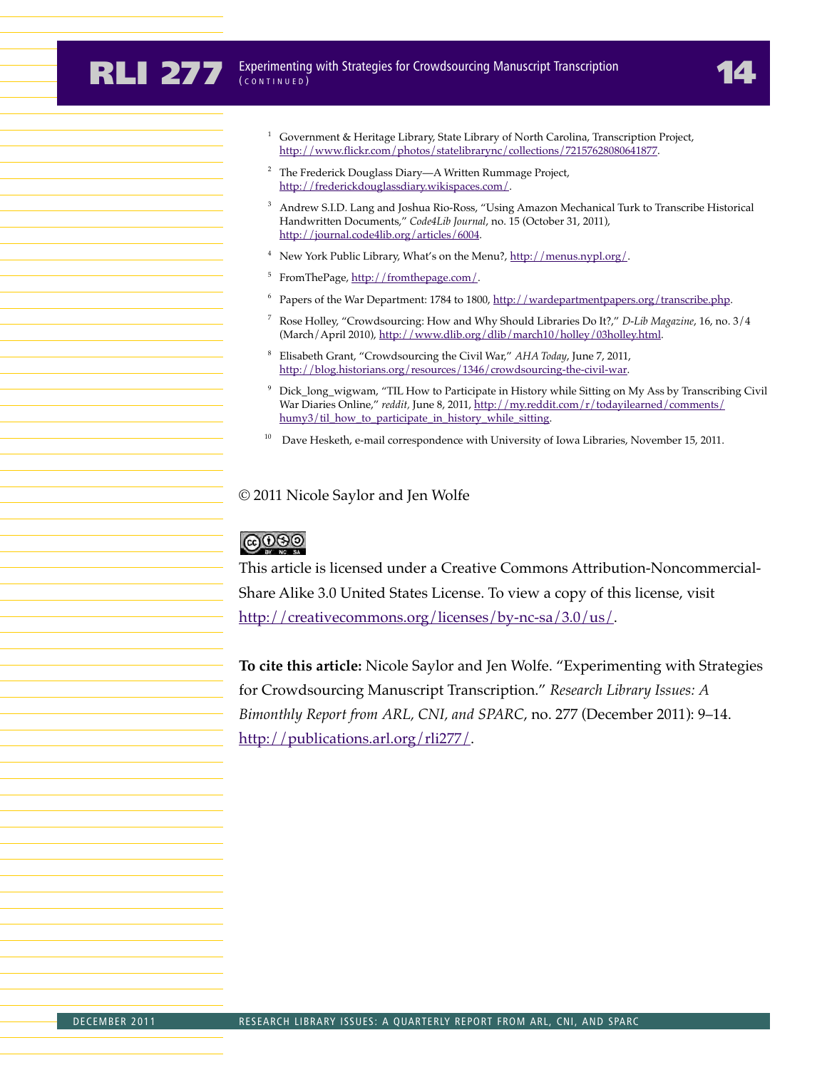[1] Government & Heritage Library, State Library of North Carolina, Transcription Project, http://www.flickr.com/photos/statelibrarync/collections/72157628080641877.

[2] The Frederick Douglass Diary—A Written Rummage Project, http://frederickdouglassdiary.wikispaces.com/.

[3] Andrew S.I.D. Lang and Joshua Rio-Ross, "Using Amazon Mechanical Turk to Transcribe Historical Handwritten Documents," *Code4Lib Journal*, no. 15 (October 31, 2011), http://journal.code4lib.org/articles/6004.

[4] New York Public Library, What's on the Menu?, http://menus.nypl.org/.

[5] FromThePage, http://fromthepage.com/.

[6] Papers of the War Department: 1784 to 1800, http://wardepartmentpapers.org/transcribe.php.

[7] Rose Holley, "Crowdsourcing: How and Why Should Libraries Do It?," *D-Lib Magazine*, 16, no. 3/4 (March/April 2010), http://www.dlib.org/dlib/march10/holley/03holley.html.

[8] Elisabeth Grant, "Crowdsourcing the Civil War," *AHA Today*, June 7, 2011, http://blog.historians.org/resources/1346/crowdsourcing-the-civil-war.

[9] Dick_long_wigwam, "TIL How to Participate in History while Sitting on My Ass by Transcribing Civil War Diaries Online," *reddit*, June 8, 2011, http://my.reddit.com/r/todayilearned/comments/humy3/til_how_to_participate_in_history_while_sitting.

[10] Dave Hesketh, e-mail correspondence with University of Iowa Libraries, November 15, 2011.

© 2011 Nicole Saylor and Jen Wolfe

This article is licensed under a Creative Commons Attribution-Noncommercial-Share Alike 3.0 United States License. To view a copy of this license, visit http://creativecommons.org/licenses/by-nc-sa/3.0/us/.

**To cite this article:** Nicole Saylor and Jen Wolfe. "Experimenting with Strategies for Crowdsourcing Manuscript Transcription." *Research Library Issues: A Bimonthly Report from ARL, CNI, and SPARC*, no. 277 (December 2011): 9–14. http://publications.arl.org/rli277/.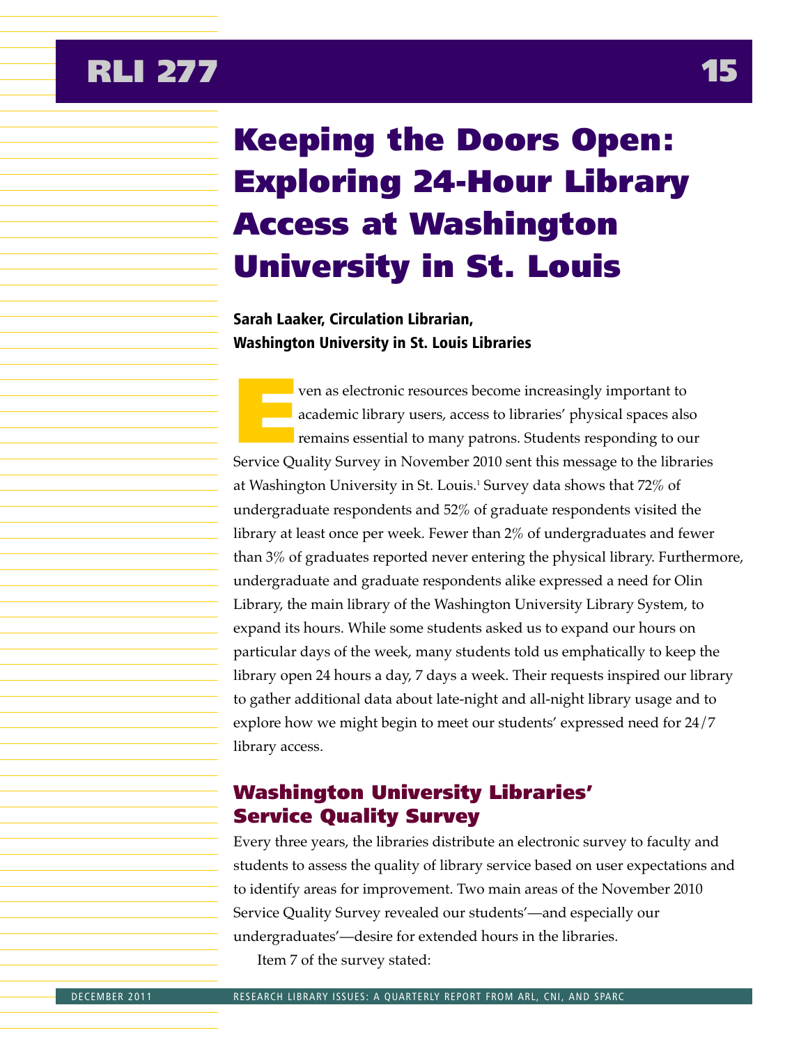# Keeping the Doors Open: Exploring 24-Hour Library Access at Washington University in St. Louis

**Sarah Laaker, Circulation Librarian, Washington University in St. Louis Libraries**

Even as electronic resources become increasingly important to academic library users, access to libraries' physical spaces also remains essential to many patrons. Students responding to our Service Quality Survey in November 2010 sent this message to the libraries at Washington University in St. Louis.[1] Survey data shows that 72% of undergraduate respondents and 52% of graduate respondents visited the library at least once per week. Fewer than 2% of undergraduates and fewer than 3% of graduates reported never entering the physical library. Furthermore, undergraduate and graduate respondents alike expressed a need for Olin Library, the main library of the Washington University Library System, to expand its hours. While some students asked us to expand our hours on particular days of the week, many students told us emphatically to keep the library open 24 hours a day, 7 days a week. Their requests inspired our library to gather additional data about late-night and all-night library usage and to explore how we might begin to meet our students' expressed need for 24/7 library access.

## Washington University Libraries' Service Quality Survey

Every three years, the libraries distribute an electronic survey to faculty and students to assess the quality of library service based on user expectations and to identify areas for improvement. Two main areas of the November 2010 Service Quality Survey revealed our students'—and especially our undergraduates'—desire for extended hours in the libraries.

Item 7 of the survey stated: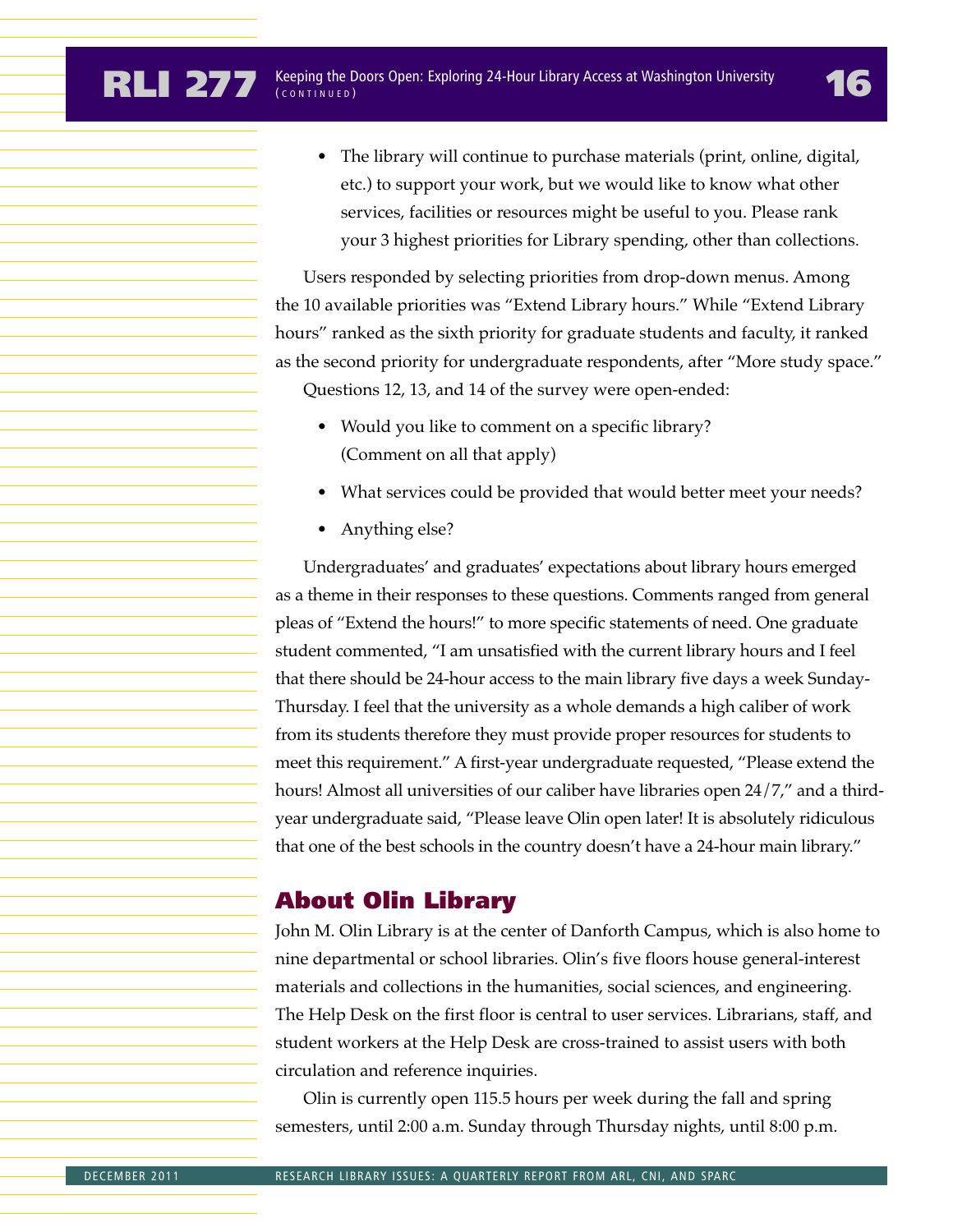- The library will continue to purchase materials (print, online, digital, etc.) to support your work, but we would like to know what other services, facilities or resources might be useful to you. Please rank your 3 highest priorities for Library spending, other than collections.

Users responded by selecting priorities from drop-down menus. Among the 10 available priorities was "Extend Library hours." While "Extend Library hours" ranked as the sixth priority for graduate students and faculty, it ranked as the second priority for undergraduate respondents, after "More study space."

Questions 12, 13, and 14 of the survey were open-ended:

- Would you like to comment on a specific library? (Comment on all that apply)
- What services could be provided that would better meet your needs?
- Anything else?

Undergraduates' and graduates' expectations about library hours emerged as a theme in their responses to these questions. Comments ranged from general pleas of "Extend the hours!" to more specific statements of need. One graduate student commented, "I am unsatisfied with the current library hours and I feel that there should be 24-hour access to the main library five days a week Sunday-Thursday. I feel that the university as a whole demands a high caliber of work from its students therefore they must provide proper resources for students to meet this requirement." A first-year undergraduate requested, "Please extend the hours! Almost all universities of our caliber have libraries open 24/7," and a third-year undergraduate said, "Please leave Olin open later! It is absolutely ridiculous that one of the best schools in the country doesn't have a 24-hour main library."

## About Olin Library

John M. Olin Library is at the center of Danforth Campus, which is also home to nine departmental or school libraries. Olin's five floors house general-interest materials and collections in the humanities, social sciences, and engineering. The Help Desk on the first floor is central to user services. Librarians, staff, and student workers at the Help Desk are cross-trained to assist users with both circulation and reference inquiries.

Olin is currently open 115.5 hours per week during the fall and spring semesters, until 2:00 a.m. Sunday through Thursday nights, until 8:00 p.m.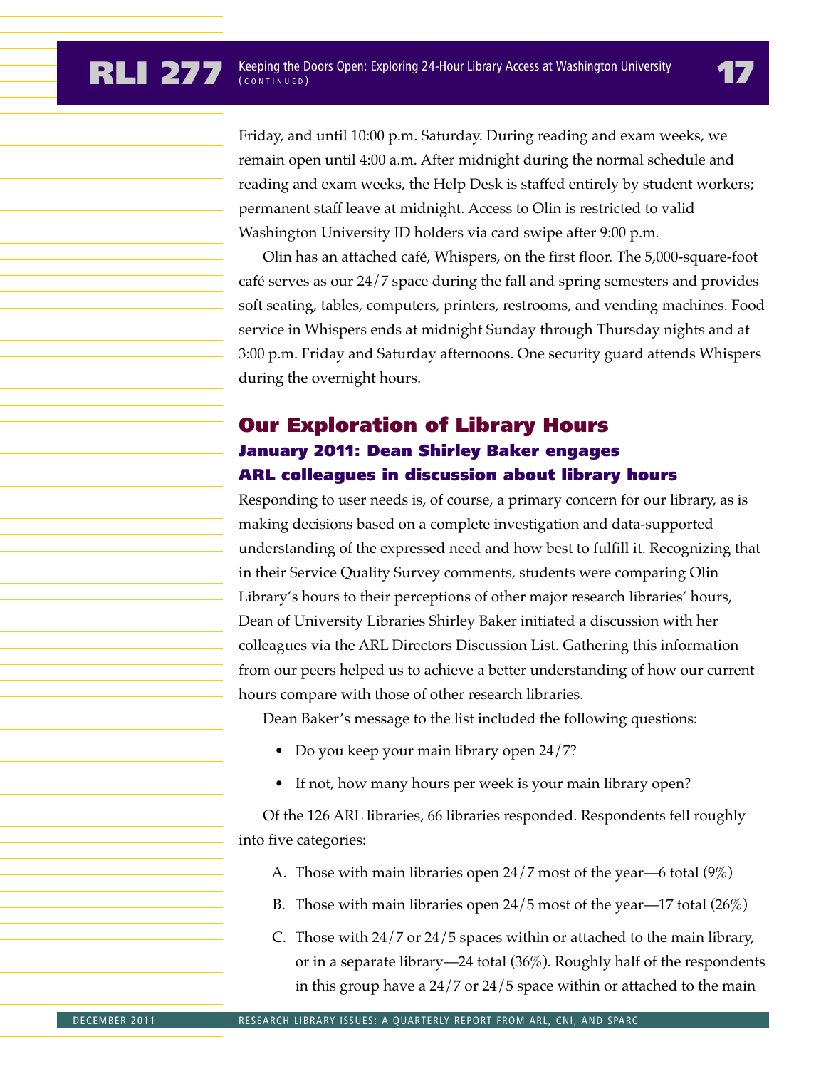Friday, and until 10:00 p.m. Saturday. During reading and exam weeks, we remain open until 4:00 a.m. After midnight during the normal schedule and reading and exam weeks, the Help Desk is staffed entirely by student workers; permanent staff leave at midnight. Access to Olin is restricted to valid Washington University ID holders via card swipe after 9:00 p.m.

Olin has an attached café, Whispers, on the first floor. The 5,000-square-foot café serves as our 24/7 space during the fall and spring semesters and provides soft seating, tables, computers, printers, restrooms, and vending machines. Food service in Whispers ends at midnight Sunday through Thursday nights and at 3:00 p.m. Friday and Saturday afternoons. One security guard attends Whispers during the overnight hours.

## Our Exploration of Library Hours

### January 2011: Dean Shirley Baker engages ARL colleagues in discussion about library hours

Responding to user needs is, of course, a primary concern for our library, as is making decisions based on a complete investigation and data-supported understanding of the expressed need and how best to fulfill it. Recognizing that in their Service Quality Survey comments, students were comparing Olin Library's hours to their perceptions of other major research libraries' hours, Dean of University Libraries Shirley Baker initiated a discussion with her colleagues via the ARL Directors Discussion List. Gathering this information from our peers helped us to achieve a better understanding of how our current hours compare with those of other research libraries.

Dean Baker's message to the list included the following questions:

- Do you keep your main library open 24/7?
- If not, how many hours per week is your main library open?

Of the 126 ARL libraries, 66 libraries responded. Respondents fell roughly into five categories:

A. Those with main libraries open 24/7 most of the year—6 total (9%)

B. Those with main libraries open 24/5 most of the year—17 total (26%)

C. Those with 24/7 or 24/5 spaces within or attached to the main library, or in a separate library—24 total (36%). Roughly half of the respondents in this group have a 24/7 or 24/5 space within or attached to the main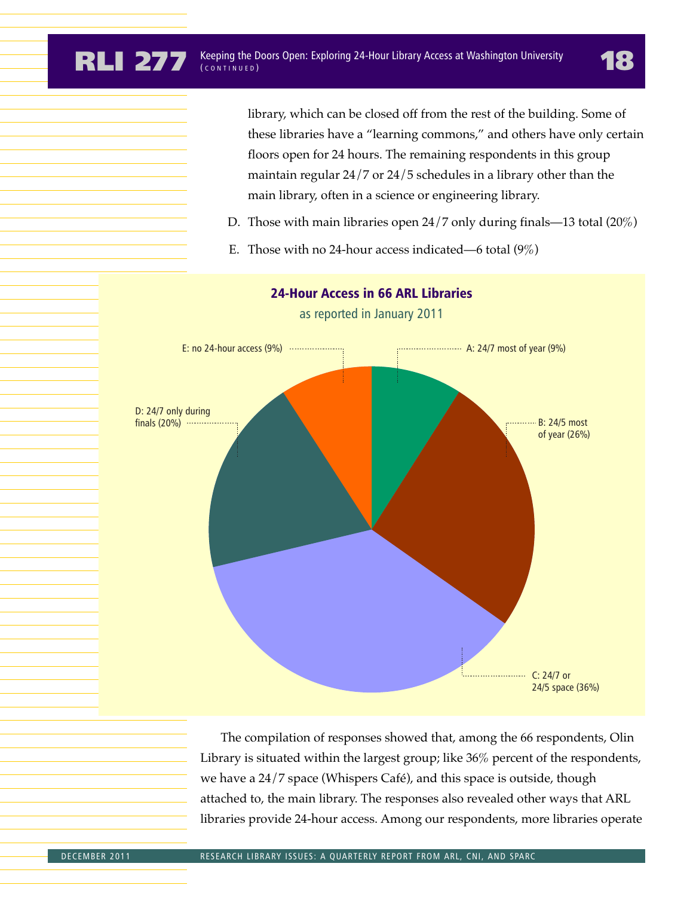library, which can be closed off from the rest of the building. Some of these libraries have a "learning commons," and others have only certain floors open for 24 hours. The remaining respondents in this group maintain regular 24/7 or 24/5 schedules in a library other than the main library, often in a science or engineering library.

D. Those with main libraries open 24/7 only during finals—13 total (20%)

E. Those with no 24-hour access indicated—6 total (9%)

**24-Hour Access in 66 ARL Libraries**

as reported in January 2011

- A: 24/7 most of year (9%)
- B: 24/5 most of year (26%)
- C: 24/7 or 24/5 space (36%)
- D: 24/7 only during finals (20%)
- E: no 24-hour access (9%)

The compilation of responses showed that, among the 66 respondents, Olin Library is situated within the largest group; like 36% percent of the respondents, we have a 24/7 space (Whispers Café), and this space is outside, though attached to, the main library. The responses also revealed other ways that ARL libraries provide 24-hour access. Among our respondents, more libraries operate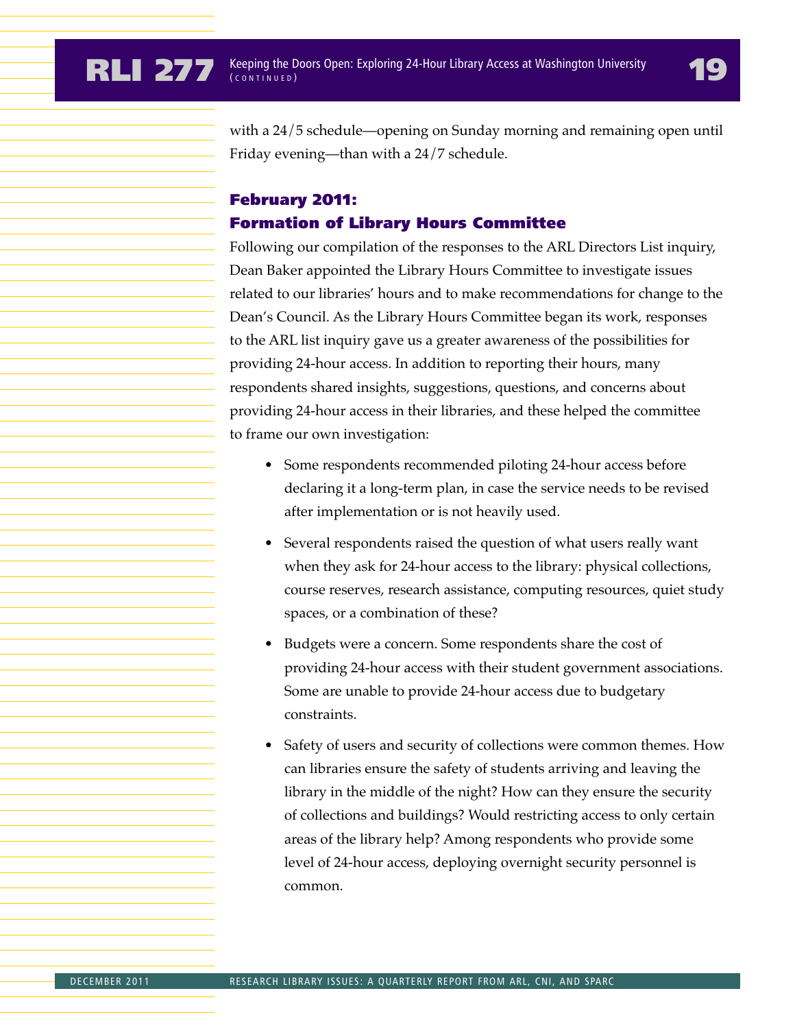with a 24/5 schedule—opening on Sunday morning and remaining open until Friday evening—than with a 24/7 schedule.

### February 2011: Formation of Library Hours Committee

Following our compilation of the responses to the ARL Directors List inquiry, Dean Baker appointed the Library Hours Committee to investigate issues related to our libraries' hours and to make recommendations for change to the Dean's Council. As the Library Hours Committee began its work, responses to the ARL list inquiry gave us a greater awareness of the possibilities for providing 24-hour access. In addition to reporting their hours, many respondents shared insights, suggestions, questions, and concerns about providing 24-hour access in their libraries, and these helped the committee to frame our own investigation:

- Some respondents recommended piloting 24-hour access before declaring it a long-term plan, in case the service needs to be revised after implementation or is not heavily used.
- Several respondents raised the question of what users really want when they ask for 24-hour access to the library: physical collections, course reserves, research assistance, computing resources, quiet study spaces, or a combination of these?
- Budgets were a concern. Some respondents share the cost of providing 24-hour access with their student government associations. Some are unable to provide 24-hour access due to budgetary constraints.
- Safety of users and security of collections were common themes. How can libraries ensure the safety of students arriving and leaving the library in the middle of the night? How can they ensure the security of collections and buildings? Would restricting access to only certain areas of the library help? Among respondents who provide some level of 24-hour access, deploying overnight security personnel is common.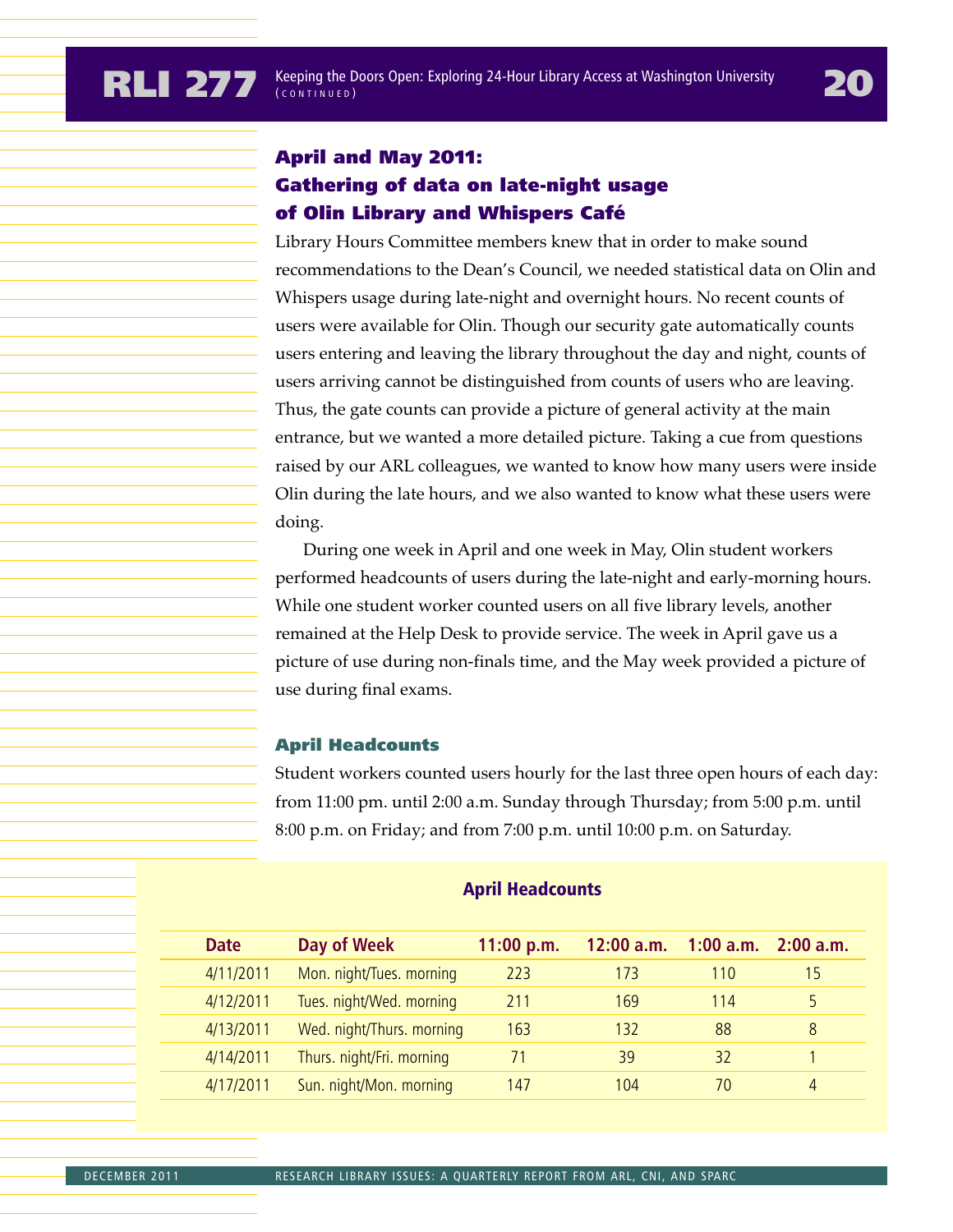## April and May 2011: Gathering of data on late-night usage of Olin Library and Whispers Café

Library Hours Committee members knew that in order to make sound recommendations to the Dean's Council, we needed statistical data on Olin and Whispers usage during late-night and overnight hours. No recent counts of users were available for Olin. Though our security gate automatically counts users entering and leaving the library throughout the day and night, counts of users arriving cannot be distinguished from counts of users who are leaving. Thus, the gate counts can provide a picture of general activity at the main entrance, but we wanted a more detailed picture. Taking a cue from questions raised by our ARL colleagues, we wanted to know how many users were inside Olin during the late hours, and we also wanted to know what these users were doing.

During one week in April and one week in May, Olin student workers performed headcounts of users during the late-night and early-morning hours. While one student worker counted users on all five library levels, another remained at the Help Desk to provide service. The week in April gave us a picture of use during non-finals time, and the May week provided a picture of use during final exams.

### April Headcounts

Student workers counted users hourly for the last three open hours of each day: from 11:00 pm. until 2:00 a.m. Sunday through Thursday; from 5:00 p.m. until 8:00 p.m. on Friday; and from 7:00 p.m. until 10:00 p.m. on Saturday.

**April Headcounts**

| Date | Day of Week | 11:00 p.m. | 12:00 a.m. | 1:00 a.m. | 2:00 a.m. |
|---|---|---|---|---|---|
| 4/11/2011 | Mon. night/Tues. morning | 223 | 173 | 110 | 15 |
| 4/12/2011 | Tues. night/Wed. morning | 211 | 169 | 114 | 5 |
| 4/13/2011 | Wed. night/Thurs. morning | 163 | 132 | 88 | 8 |
| 4/14/2011 | Thurs. night/Fri. morning | 71 | 39 | 32 | 1 |
| 4/17/2011 | Sun. night/Mon. morning | 147 | 104 | 70 | 4 |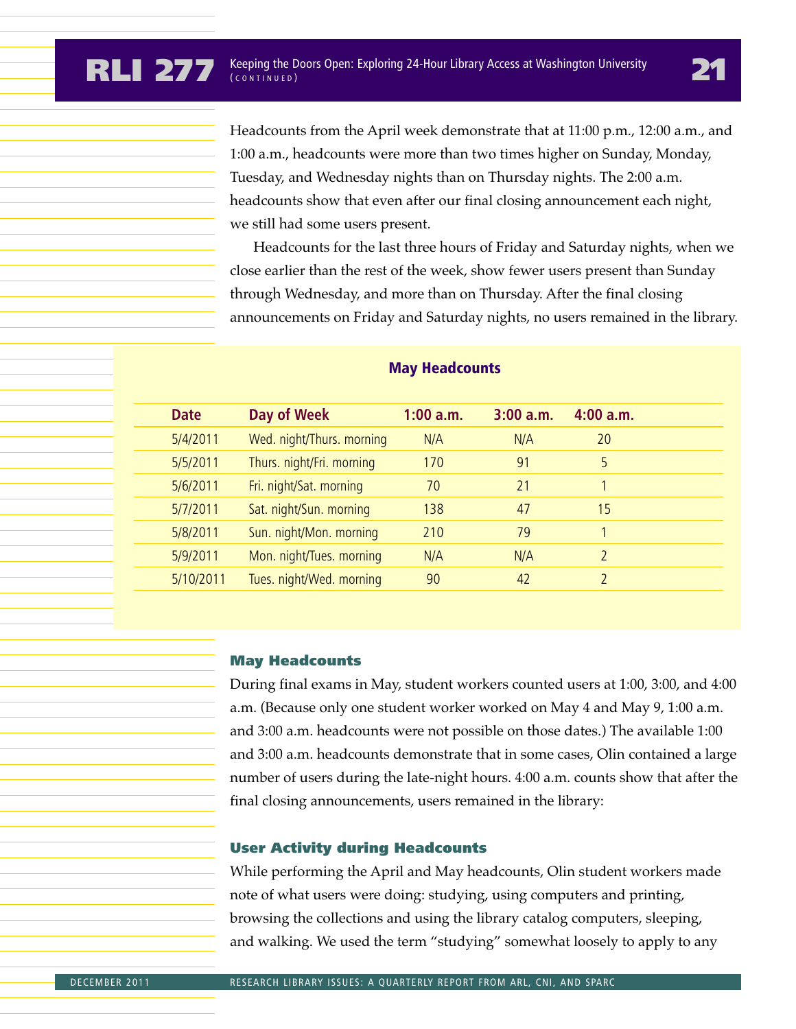Headcounts from the April week demonstrate that at 11:00 p.m., 12:00 a.m., and 1:00 a.m., headcounts were more than two times higher on Sunday, Monday, Tuesday, and Wednesday nights than on Thursday nights. The 2:00 a.m. headcounts show that even after our final closing announcement each night, we still had some users present.

Headcounts for the last three hours of Friday and Saturday nights, when we close earlier than the rest of the week, show fewer users present than Sunday through Wednesday, and more than on Thursday. After the final closing announcements on Friday and Saturday nights, no users remained in the library.

**May Headcounts**

| Date | Day of Week | 1:00 a.m. | 3:00 a.m. | 4:00 a.m. |
|---|---|---|---|---|
| 5/4/2011 | Wed. night/Thurs. morning | N/A | N/A | 20 |
| 5/5/2011 | Thurs. night/Fri. morning | 170 | 91 | 5 |
| 5/6/2011 | Fri. night/Sat. morning | 70 | 21 | 1 |
| 5/7/2011 | Sat. night/Sun. morning | 138 | 47 | 15 |
| 5/8/2011 | Sun. night/Mon. morning | 210 | 79 | 1 |
| 5/9/2011 | Mon. night/Tues. morning | N/A | N/A | 2 |
| 5/10/2011 | Tues. night/Wed. morning | 90 | 42 | 2 |

### May Headcounts

During final exams in May, student workers counted users at 1:00, 3:00, and 4:00 a.m. (Because only one student worker worked on May 4 and May 9, 1:00 a.m. and 3:00 a.m. headcounts were not possible on those dates.) The available 1:00 and 3:00 a.m. headcounts demonstrate that in some cases, Olin contained a large number of users during the late-night hours. 4:00 a.m. counts show that after the final closing announcements, users remained in the library:

### User Activity during Headcounts

While performing the April and May headcounts, Olin student workers made note of what users were doing: studying, using computers and printing, browsing the collections and using the library catalog computers, sleeping, and walking. We used the term "studying" somewhat loosely to apply to any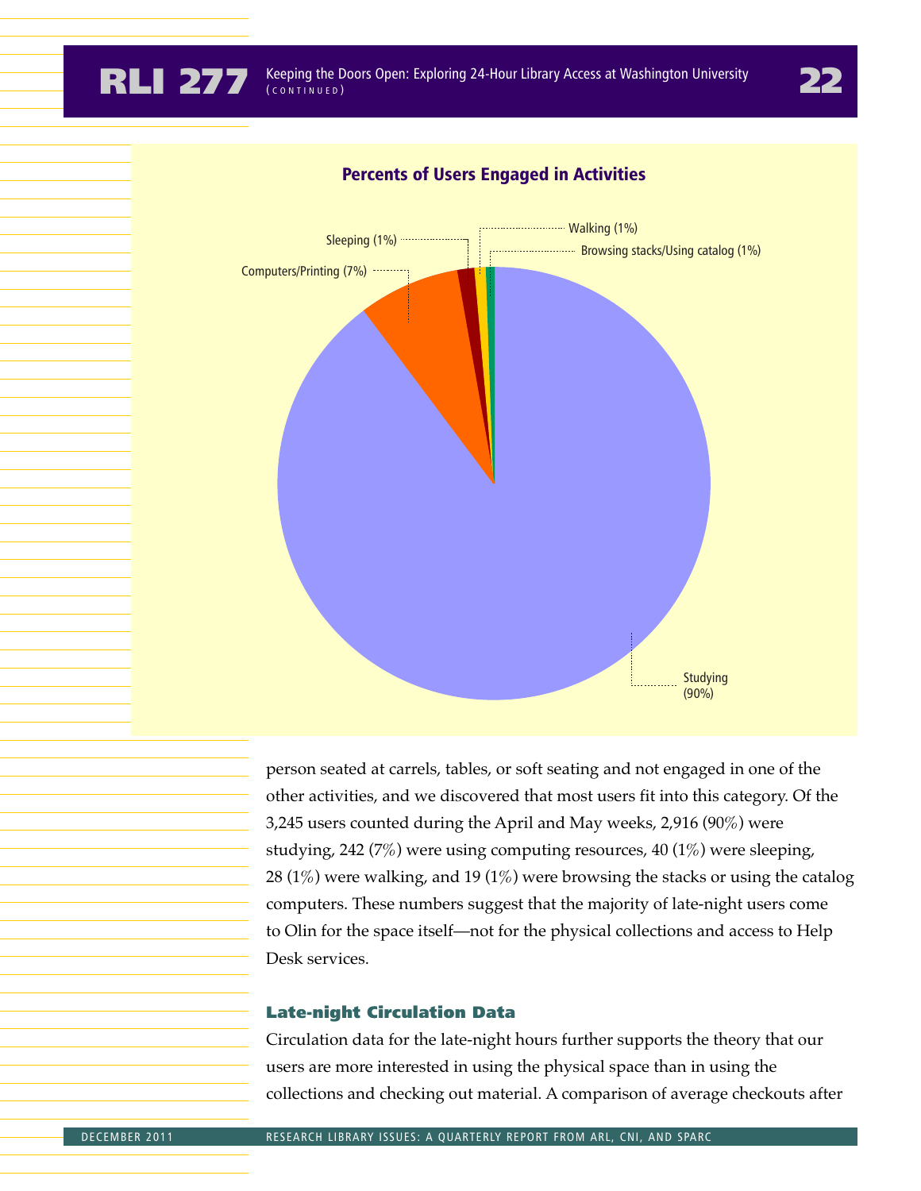**Percents of Users Engaged in Activities**

Studying (90%)
Computers/Printing (7%)
Sleeping (1%)
Walking (1%)
Browsing stacks/Using catalog (1%)

person seated at carrels, tables, or soft seating and not engaged in one of the other activities, and we discovered that most users fit into this category. Of the 3,245 users counted during the April and May weeks, 2,916 (90%) were studying, 242 (7%) were using computing resources, 40 (1%) were sleeping, 28 (1%) were walking, and 19 (1%) were browsing the stacks or using the catalog computers. These numbers suggest that the majority of late-night users come to Olin for the space itself—not for the physical collections and access to Help Desk services.

### Late-night Circulation Data

Circulation data for the late-night hours further supports the theory that our users are more interested in using the physical space than in using the collections and checking out material. A comparison of average checkouts after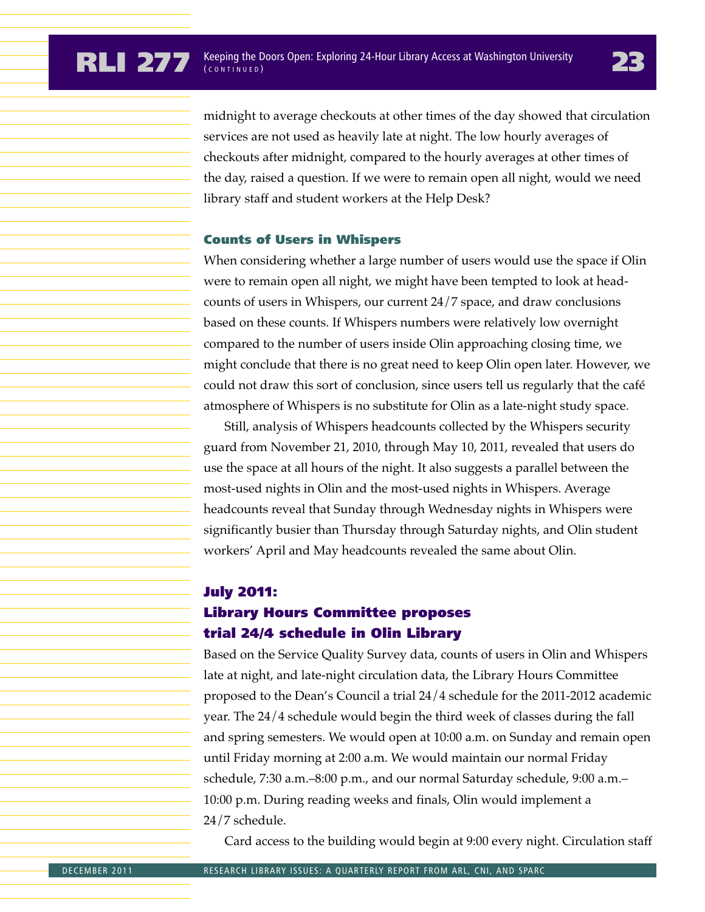midnight to average checkouts at other times of the day showed that circulation services are not used as heavily late at night. The low hourly averages of checkouts after midnight, compared to the hourly averages at other times of the day, raised a question. If we were to remain open all night, would we need library staff and student workers at the Help Desk?

### Counts of Users in Whispers

When considering whether a large number of users would use the space if Olin were to remain open all night, we might have been tempted to look at head-counts of users in Whispers, our current 24/7 space, and draw conclusions based on these counts. If Whispers numbers were relatively low overnight compared to the number of users inside Olin approaching closing time, we might conclude that there is no great need to keep Olin open later. However, we could not draw this sort of conclusion, since users tell us regularly that the café atmosphere of Whispers is no substitute for Olin as a late-night study space.

Still, analysis of Whispers headcounts collected by the Whispers security guard from November 21, 2010, through May 10, 2011, revealed that users do use the space at all hours of the night. It also suggests a parallel between the most-used nights in Olin and the most-used nights in Whispers. Average headcounts reveal that Sunday through Wednesday nights in Whispers were significantly busier than Thursday through Saturday nights, and Olin student workers' April and May headcounts revealed the same about Olin.

## July 2011: Library Hours Committee proposes trial 24/4 schedule in Olin Library

Based on the Service Quality Survey data, counts of users in Olin and Whispers late at night, and late-night circulation data, the Library Hours Committee proposed to the Dean's Council a trial 24/4 schedule for the 2011-2012 academic year. The 24/4 schedule would begin the third week of classes during the fall and spring semesters. We would open at 10:00 a.m. on Sunday and remain open until Friday morning at 2:00 a.m. We would maintain our normal Friday schedule, 7:30 a.m.–8:00 p.m., and our normal Saturday schedule, 9:00 a.m.–10:00 p.m. During reading weeks and finals, Olin would implement a 24/7 schedule.

Card access to the building would begin at 9:00 every night. Circulation staff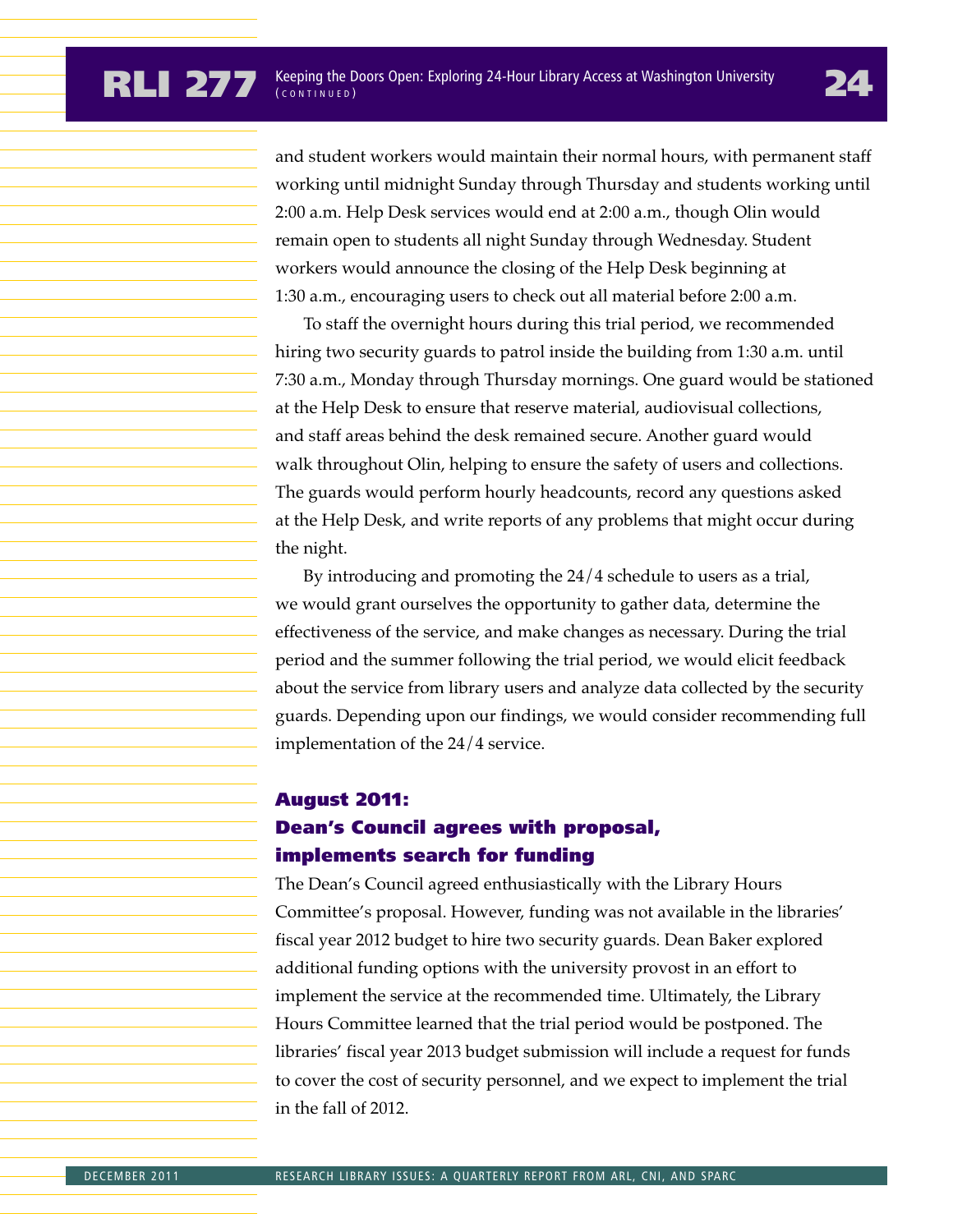and student workers would maintain their normal hours, with permanent staff working until midnight Sunday through Thursday and students working until 2:00 a.m. Help Desk services would end at 2:00 a.m., though Olin would remain open to students all night Sunday through Wednesday. Student workers would announce the closing of the Help Desk beginning at 1:30 a.m., encouraging users to check out all material before 2:00 a.m.

To staff the overnight hours during this trial period, we recommended hiring two security guards to patrol inside the building from 1:30 a.m. until 7:30 a.m., Monday through Thursday mornings. One guard would be stationed at the Help Desk to ensure that reserve material, audiovisual collections, and staff areas behind the desk remained secure. Another guard would walk throughout Olin, helping to ensure the safety of users and collections. The guards would perform hourly headcounts, record any questions asked at the Help Desk, and write reports of any problems that might occur during the night.

By introducing and promoting the 24/4 schedule to users as a trial, we would grant ourselves the opportunity to gather data, determine the effectiveness of the service, and make changes as necessary. During the trial period and the summer following the trial period, we would elicit feedback about the service from library users and analyze data collected by the security guards. Depending upon our findings, we would consider recommending full implementation of the 24/4 service.

### August 2011: Dean's Council agrees with proposal, implements search for funding

The Dean's Council agreed enthusiastically with the Library Hours Committee's proposal. However, funding was not available in the libraries' fiscal year 2012 budget to hire two security guards. Dean Baker explored additional funding options with the university provost in an effort to implement the service at the recommended time. Ultimately, the Library Hours Committee learned that the trial period would be postponed. The libraries' fiscal year 2013 budget submission will include a request for funds to cover the cost of security personnel, and we expect to implement the trial in the fall of 2012.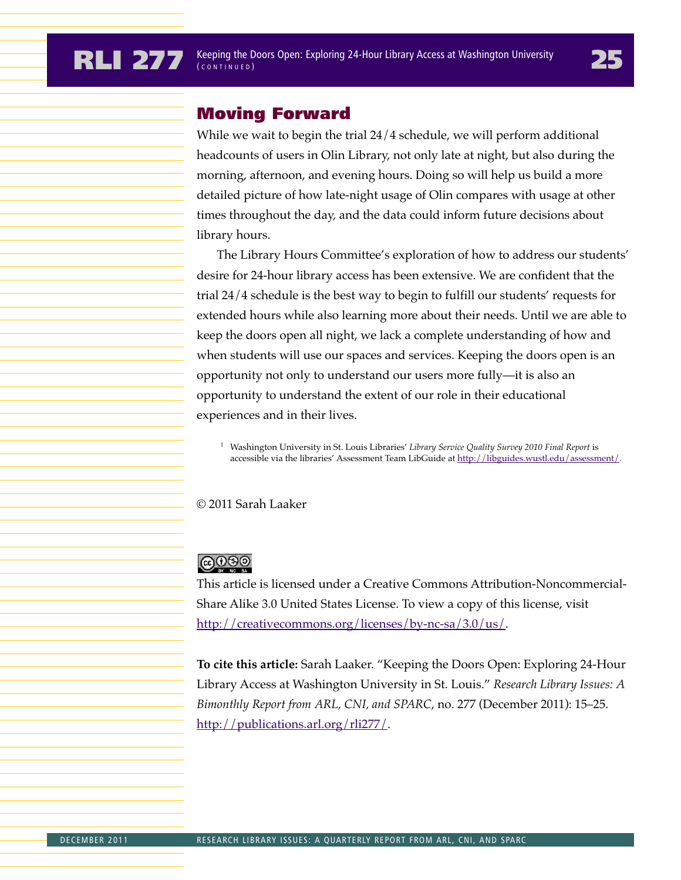## Moving Forward

While we wait to begin the trial 24/4 schedule, we will perform additional headcounts of users in Olin Library, not only late at night, but also during the morning, afternoon, and evening hours. Doing so will help us build a more detailed picture of how late-night usage of Olin compares with usage at other times throughout the day, and the data could inform future decisions about library hours.

The Library Hours Committee's exploration of how to address our students' desire for 24-hour library access has been extensive. We are confident that the trial 24/4 schedule is the best way to begin to fulfill our students' requests for extended hours while also learning more about their needs. Until we are able to keep the doors open all night, we lack a complete understanding of how and when students will use our spaces and services. Keeping the doors open is an opportunity not only to understand our users more fully—it is also an opportunity to understand the extent of our role in their educational experiences and in their lives.

[1] Washington University in St. Louis Libraries' *Library Service Quality Survey 2010 Final Report* is accessible via the libraries' Assessment Team LibGuide at http://libguides.wustl.edu/assessment/.

© 2011 Sarah Laaker

This article is licensed under a Creative Commons Attribution-Noncommercial-Share Alike 3.0 United States License. To view a copy of this license, visit http://creativecommons.org/licenses/by-nc-sa/3.0/us/.

**To cite this article:** Sarah Laaker. "Keeping the Doors Open: Exploring 24-Hour Library Access at Washington University in St. Louis." *Research Library Issues: A Bimonthly Report from ARL, CNI, and SPARC*, no. 277 (December 2011): 15–25. http://publications.arl.org/rli277/.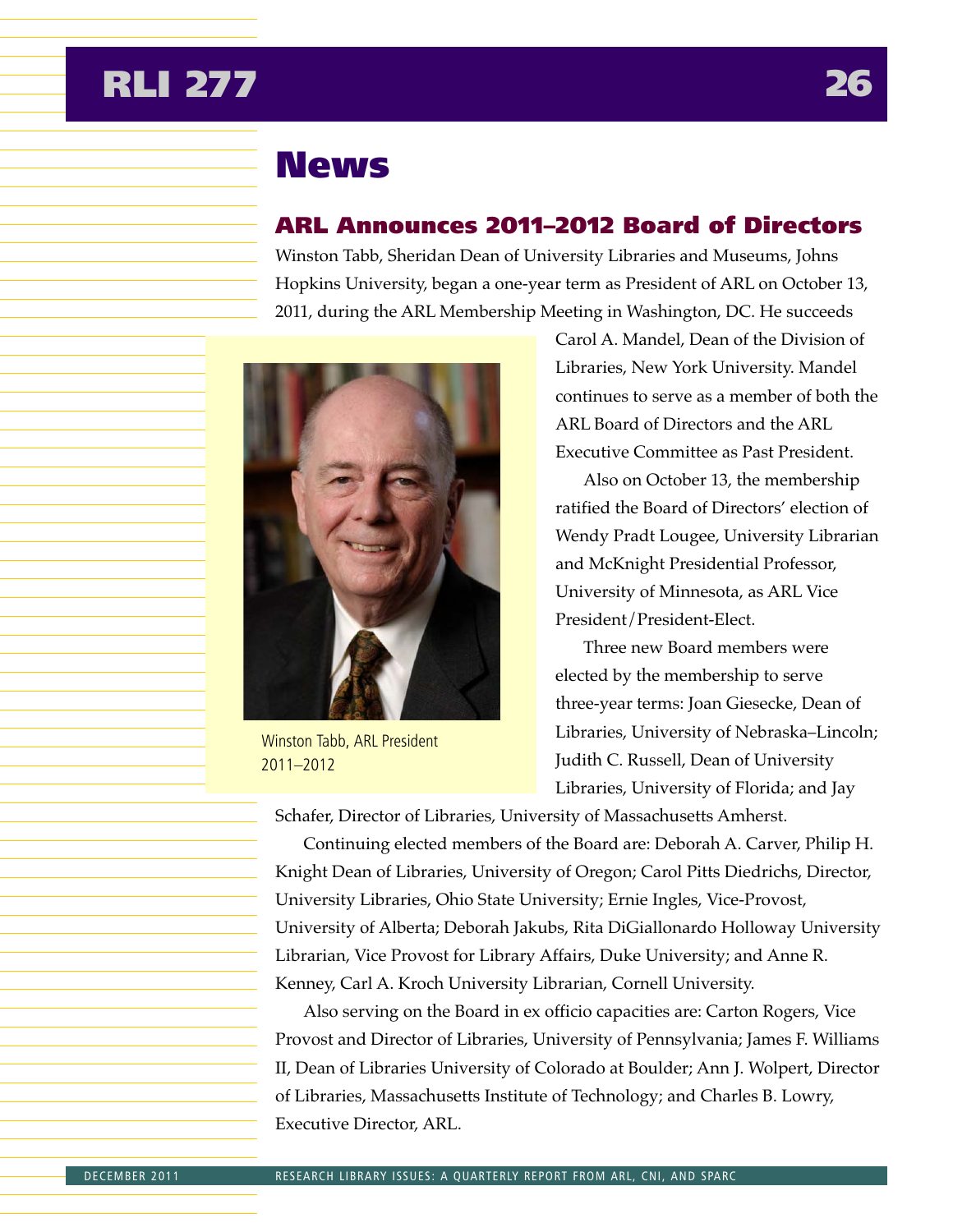# News

## ARL Announces 2011–2012 Board of Directors

Winston Tabb, Sheridan Dean of University Libraries and Museums, Johns Hopkins University, began a one-year term as President of ARL on October 13, 2011, during the ARL Membership Meeting in Washington, DC. He succeeds Carol A. Mandel, Dean of the Division of Libraries, New York University. Mandel continues to serve as a member of both the ARL Board of Directors and the ARL Executive Committee as Past President.

Winston Tabb, ARL President 2011–2012

Also on October 13, the membership ratified the Board of Directors' election of Wendy Pradt Lougee, University Librarian and McKnight Presidential Professor, University of Minnesota, as ARL Vice President/President-Elect.

Three new Board members were elected by the membership to serve three-year terms: Joan Giesecke, Dean of Libraries, University of Nebraska–Lincoln; Judith C. Russell, Dean of University Libraries, University of Florida; and Jay Schafer, Director of Libraries, University of Massachusetts Amherst.

Continuing elected members of the Board are: Deborah A. Carver, Philip H. Knight Dean of Libraries, University of Oregon; Carol Pitts Diedrichs, Director, University Libraries, Ohio State University; Ernie Ingles, Vice-Provost, University of Alberta; Deborah Jakubs, Rita DiGiallonardo Holloway University Librarian, Vice Provost for Library Affairs, Duke University; and Anne R. Kenney, Carl A. Kroch University Librarian, Cornell University.

Also serving on the Board in ex officio capacities are: Carton Rogers, Vice Provost and Director of Libraries, University of Pennsylvania; James F. Williams II, Dean of Libraries University of Colorado at Boulder; Ann J. Wolpert, Director of Libraries, Massachusetts Institute of Technology; and Charles B. Lowry, Executive Director, ARL.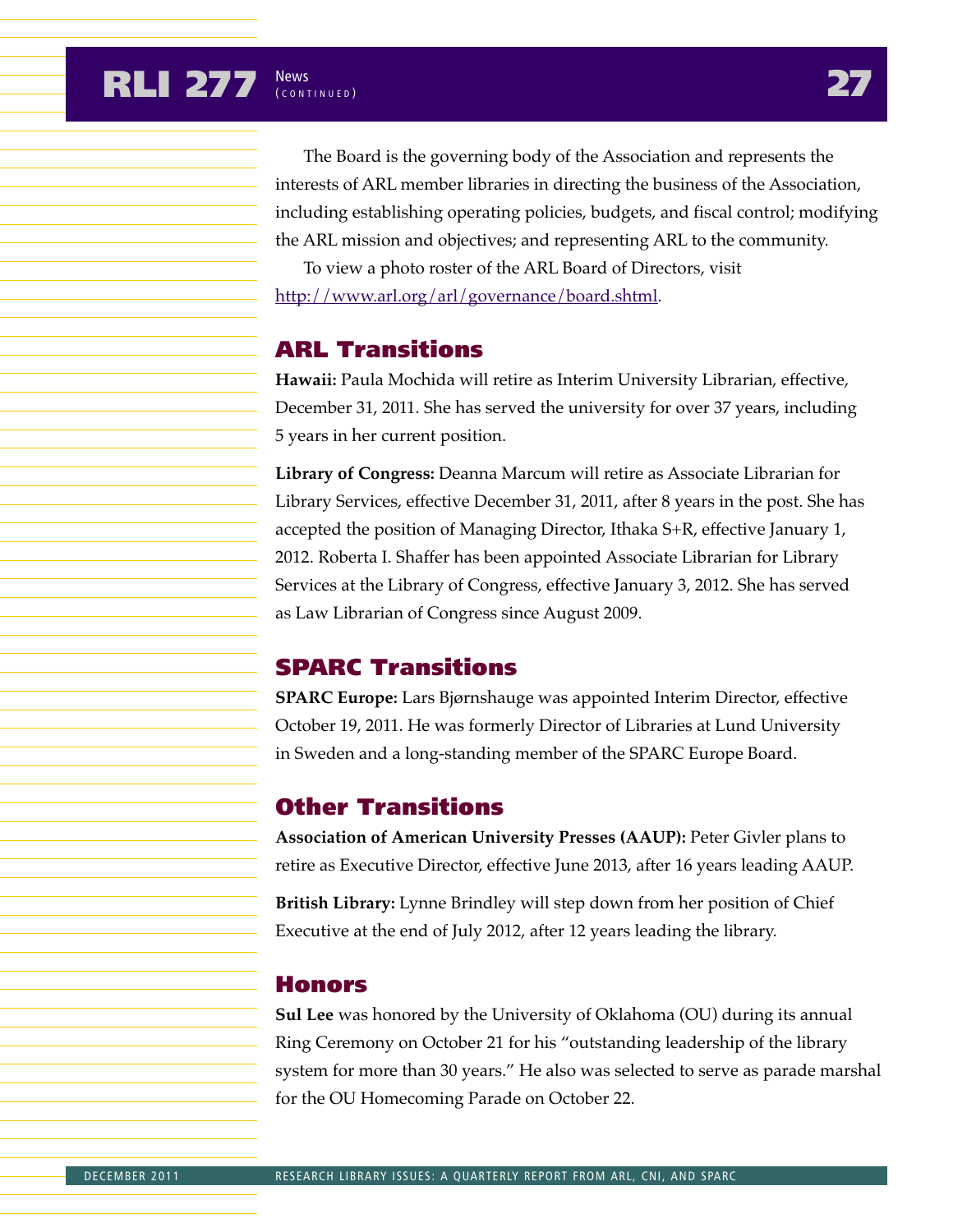The Board is the governing body of the Association and represents the interests of ARL member libraries in directing the business of the Association, including establishing operating policies, budgets, and fiscal control; modifying the ARL mission and objectives; and representing ARL to the community.

To view a photo roster of the ARL Board of Directors, visit http://www.arl.org/arl/governance/board.shtml.

## ARL Transitions

**Hawaii:** Paula Mochida will retire as Interim University Librarian, effective, December 31, 2011. She has served the university for over 37 years, including 5 years in her current position.

**Library of Congress:** Deanna Marcum will retire as Associate Librarian for Library Services, effective December 31, 2011, after 8 years in the post. She has accepted the position of Managing Director, Ithaka S+R, effective January 1, 2012. Roberta I. Shaffer has been appointed Associate Librarian for Library Services at the Library of Congress, effective January 3, 2012. She has served as Law Librarian of Congress since August 2009.

## SPARC Transitions

**SPARC Europe:** Lars Bjørnshauge was appointed Interim Director, effective October 19, 2011. He was formerly Director of Libraries at Lund University in Sweden and a long-standing member of the SPARC Europe Board.

## Other Transitions

**Association of American University Presses (AAUP):** Peter Givler plans to retire as Executive Director, effective June 2013, after 16 years leading AAUP.

**British Library:** Lynne Brindley will step down from her position of Chief Executive at the end of July 2012, after 12 years leading the library.

## Honors

**Sul Lee** was honored by the University of Oklahoma (OU) during its annual Ring Ceremony on October 21 for his "outstanding leadership of the library system for more than 30 years." He also was selected to serve as parade marshal for the OU Homecoming Parade on October 22.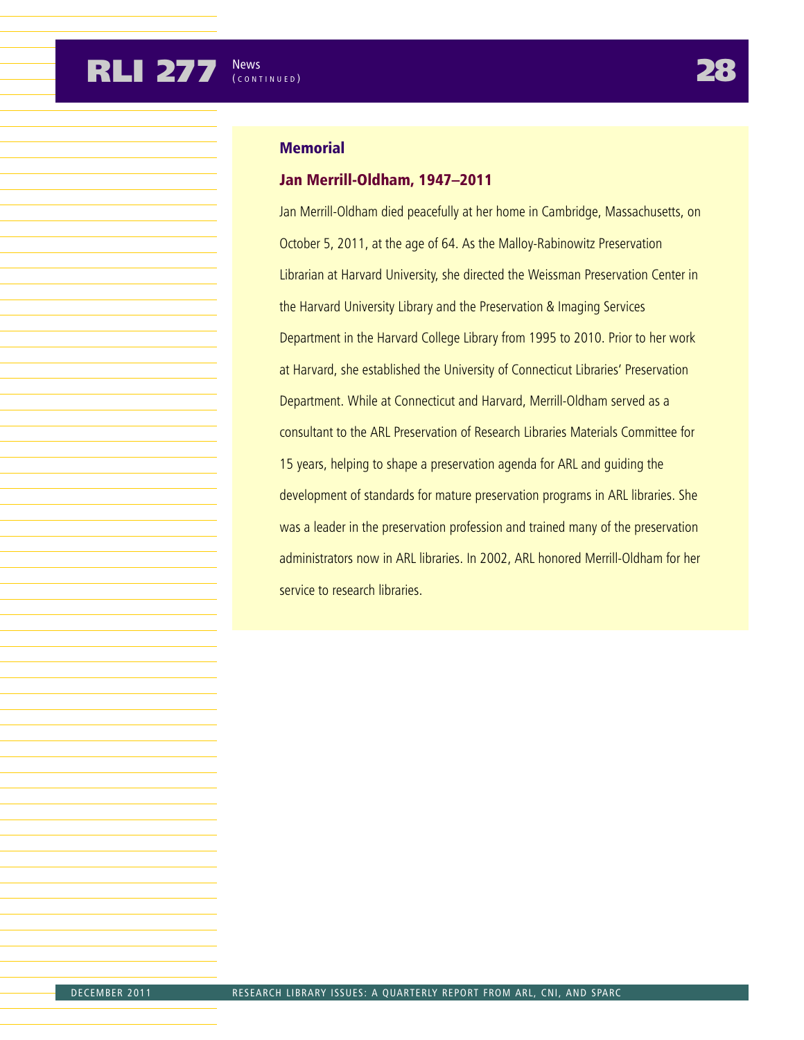## Memorial

### Jan Merrill-Oldham, 1947–2011

Jan Merrill-Oldham died peacefully at her home in Cambridge, Massachusetts, on October 5, 2011, at the age of 64. As the Malloy-Rabinowitz Preservation Librarian at Harvard University, she directed the Weissman Preservation Center in the Harvard University Library and the Preservation & Imaging Services Department in the Harvard College Library from 1995 to 2010. Prior to her work at Harvard, she established the University of Connecticut Libraries' Preservation Department. While at Connecticut and Harvard, Merrill-Oldham served as a consultant to the ARL Preservation of Research Libraries Materials Committee for 15 years, helping to shape a preservation agenda for ARL and guiding the development of standards for mature preservation programs in ARL libraries. She was a leader in the preservation profession and trained many of the preservation administrators now in ARL libraries. In 2002, ARL honored Merrill-Oldham for her service to research libraries.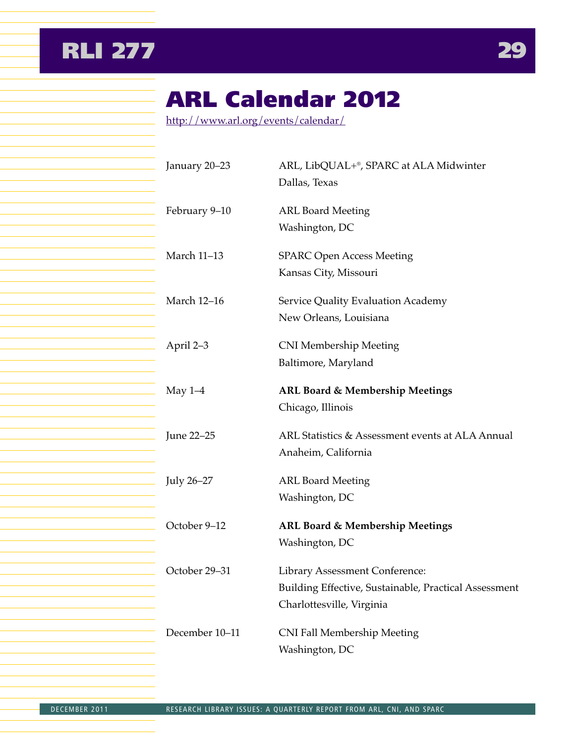# ARL Calendar 2012

http://www.arl.org/events/calendar/

| | |
|---|---|
| January 20–23 | ARL, LibQUAL+®, SPARC at ALA Midwinter<br>Dallas, Texas |
| February 9–10 | ARL Board Meeting<br>Washington, DC |
| March 11–13 | SPARC Open Access Meeting<br>Kansas City, Missouri |
| March 12–16 | Service Quality Evaluation Academy<br>New Orleans, Louisiana |
| April 2–3 | CNI Membership Meeting<br>Baltimore, Maryland |
| May 1–4 | **ARL Board & Membership Meetings**<br>Chicago, Illinois |
| June 22–25 | ARL Statistics & Assessment events at ALA Annual<br>Anaheim, California |
| July 26–27 | ARL Board Meeting<br>Washington, DC |
| October 9–12 | **ARL Board & Membership Meetings**<br>Washington, DC |
| October 29–31 | Library Assessment Conference:<br>Building Effective, Sustainable, Practical Assessment<br>Charlottesville, Virginia |
| December 10–11 | CNI Fall Membership Meeting<br>Washington, DC |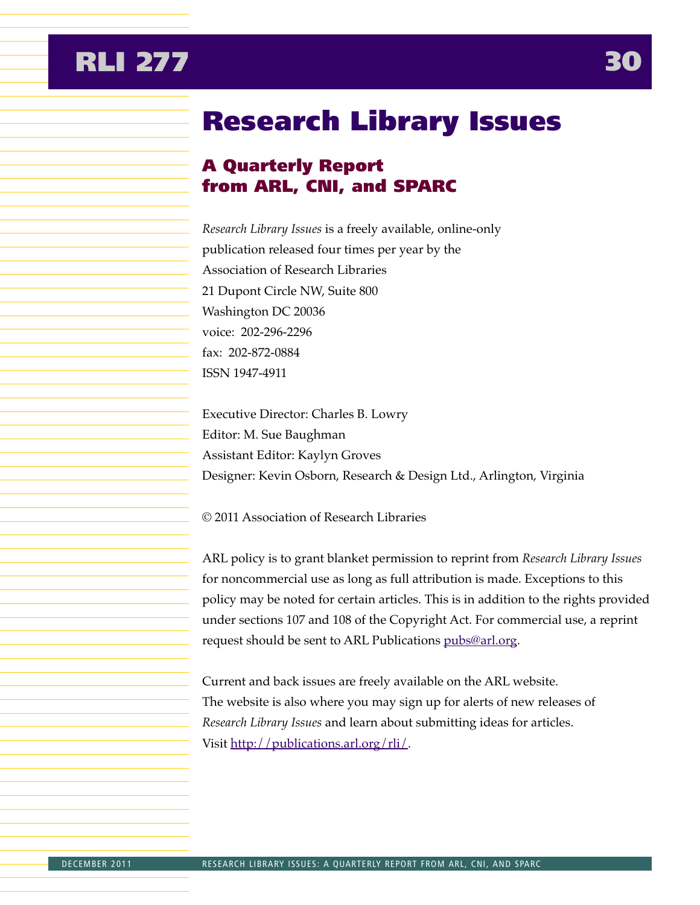# Research Library Issues

## A Quarterly Report from ARL, CNI, and SPARC

*Research Library Issues* is a freely available, online-only publication released four times per year by the
Association of Research Libraries
21 Dupont Circle NW, Suite 800
Washington DC 20036
voice: 202-296-2296
fax: 202-872-0884
ISSN 1947-4911

Executive Director: Charles B. Lowry
Editor: M. Sue Baughman
Assistant Editor: Kaylyn Groves
Designer: Kevin Osborn, Research & Design Ltd., Arlington, Virginia

© 2011 Association of Research Libraries

ARL policy is to grant blanket permission to reprint from *Research Library Issues* for noncommercial use as long as full attribution is made. Exceptions to this policy may be noted for certain articles. This is in addition to the rights provided under sections 107 and 108 of the Copyright Act. For commercial use, a reprint request should be sent to ARL Publications pubs@arl.org.

Current and back issues are freely available on the ARL website. The website is also where you may sign up for alerts of new releases of *Research Library Issues* and learn about submitting ideas for articles. Visit http://publications.arl.org/rli/.